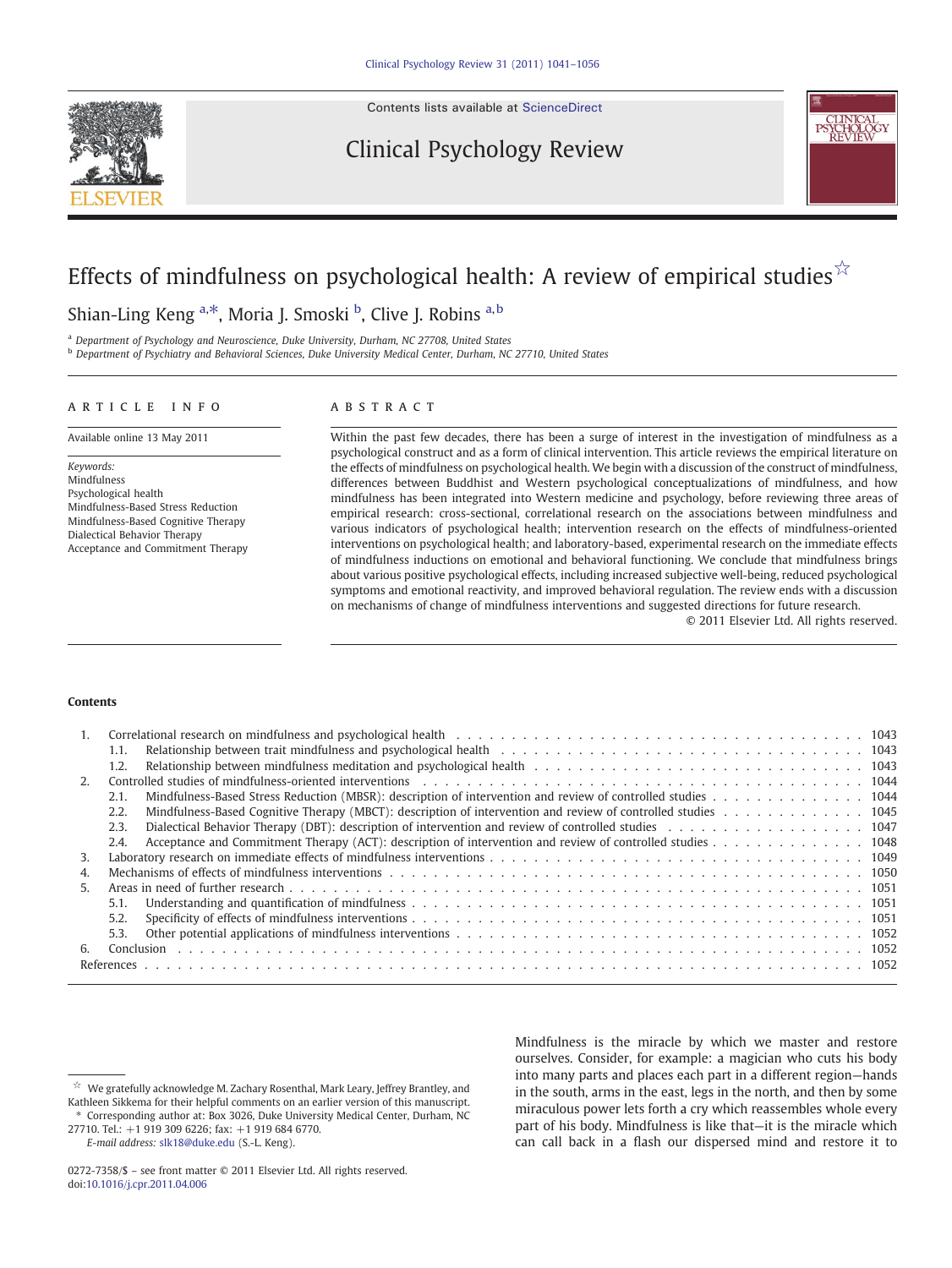Contents lists available at ScienceDirect

Clinical Psychology Review

# Effects of mindfulness on psychological health: A review of empirical studies☆

Shian-Ling Keng [a,*], Moria J. Smoski [b], Clive J. Robins [a,b]

[a] Department of Psychology and Neuroscience, Duke University, Durham, NC 27708, United States
[b] Department of Psychiatry and Behavioral Sciences, Duke University Medical Center, Durham, NC 27710, United States

**ARTICLE INFO**

Available online 13 May 2011

*Keywords:*
Mindfulness
Psychological health
Mindfulness-Based Stress Reduction
Mindfulness-Based Cognitive Therapy
Dialectical Behavior Therapy
Acceptance and Commitment Therapy

**ABSTRACT**

Within the past few decades, there has been a surge of interest in the investigation of mindfulness as a psychological construct and as a form of clinical intervention. This article reviews the empirical literature on the effects of mindfulness on psychological health. We begin with a discussion of the construct of mindfulness, differences between Buddhist and Western psychological conceptualizations of mindfulness, and how mindfulness has been integrated into Western medicine and psychology, before reviewing three areas of empirical research: cross-sectional, correlational research on the associations between mindfulness and various indicators of psychological health; intervention research on the effects of mindfulness-oriented interventions on psychological health; and laboratory-based, experimental research on the immediate effects of mindfulness inductions on emotional and behavioral functioning. We conclude that mindfulness brings about various positive psychological effects, including increased subjective well-being, reduced psychological symptoms and emotional reactivity, and improved behavioral regulation. The review ends with a discussion on mechanisms of change of mindfulness interventions and suggested directions for future research.

© 2011 Elsevier Ltd. All rights reserved.

**Contents**

| | | |
|---|---|---|
| 1. | Correlational research on mindfulness and psychological health | 1043 |
| | 1.1. Relationship between trait mindfulness and psychological health | 1043 |
| | 1.2. Relationship between mindfulness meditation and psychological health | 1043 |
| 2. | Controlled studies of mindfulness-oriented interventions | 1044 |
| | 2.1. Mindfulness-Based Stress Reduction (MBSR): description of intervention and review of controlled studies | 1044 |
| | 2.2. Mindfulness-Based Cognitive Therapy (MBCT): description of intervention and review of controlled studies | 1045 |
| | 2.3. Dialectical Behavior Therapy (DBT): description of intervention and review of controlled studies | 1047 |
| | 2.4. Acceptance and Commitment Therapy (ACT): description of intervention and review of controlled studies | 1048 |
| 3. | Laboratory research on immediate effects of mindfulness interventions | 1049 |
| 4. | Mechanisms of effects of mindfulness interventions | 1050 |
| 5. | Areas in need of further research | 1051 |
| | 5.1. Understanding and quantification of mindfulness | 1051 |
| | 5.2. Specificity of effects of mindfulness interventions | 1051 |
| | 5.3. Other potential applications of mindfulness interventions | 1052 |
| 6. | Conclusion | 1052 |
| | References | 1052 |

Mindfulness is the miracle by which we master and restore ourselves. Consider, for example: a magician who cuts his body into many parts and places each part in a different region—hands in the south, arms in the east, legs in the north, and then by some miraculous power lets forth a cry which reassembles whole every part of his body. Mindfulness is like that—it is the miracle which can call back in a flash our dispersed mind and restore it to

☆ We gratefully acknowledge M. Zachary Rosenthal, Mark Leary, Jeffrey Brantley, and Kathleen Sikkema for their helpful comments on an earlier version of this manuscript.
\* Corresponding author at: Box 3026, Duke University Medical Center, Durham, NC 27710. Tel.: +1 919 309 6226; fax: +1 919 684 6770.
*E-mail address:* slk18@duke.edu (S.-L. Keng).

0272-7358/$ – see front matter © 2011 Elsevier Ltd. All rights reserved.
doi:10.1016/j.cpr.2011.04.006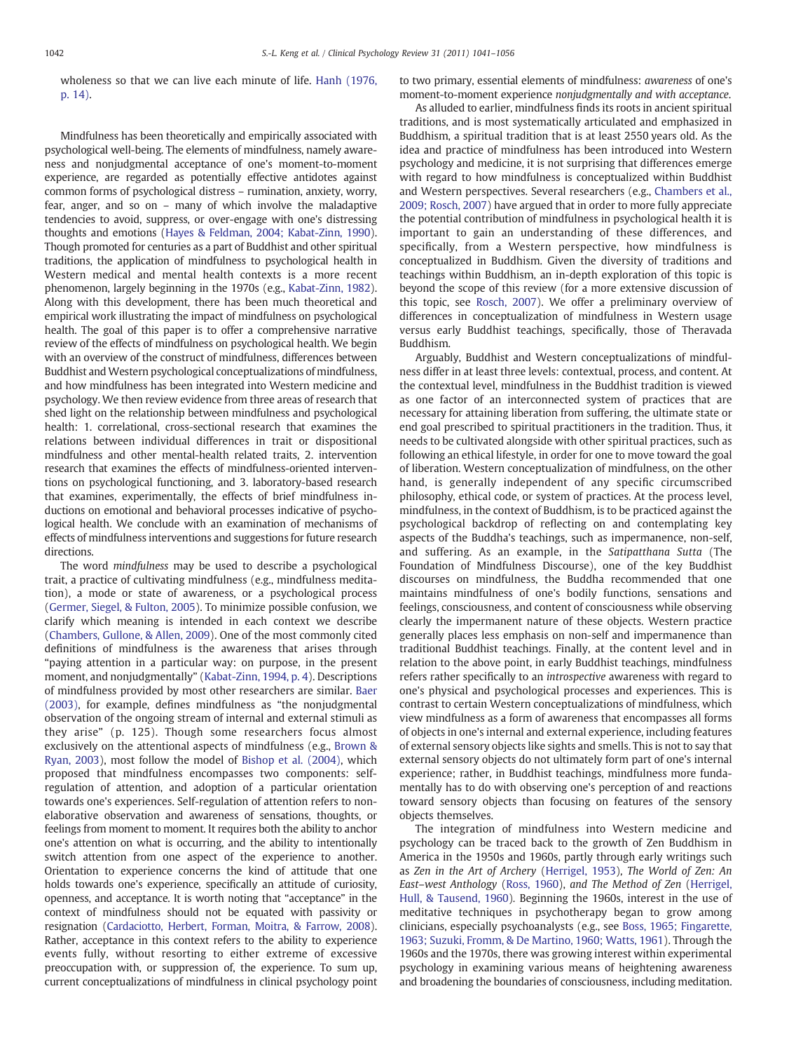wholeness so that we can live each minute of life. Hanh (1976, p. 14).

Mindfulness has been theoretically and empirically associated with psychological well-being. The elements of mindfulness, namely awareness and nonjudgmental acceptance of one's moment-to-moment experience, are regarded as potentially effective antidotes against common forms of psychological distress – rumination, anxiety, worry, fear, anger, and so on – many of which involve the maladaptive tendencies to avoid, suppress, or over-engage with one's distressing thoughts and emotions (Hayes & Feldman, 2004; Kabat-Zinn, 1990). Though promoted for centuries as a part of Buddhist and other spiritual traditions, the application of mindfulness to psychological health in Western medical and mental health contexts is a more recent phenomenon, largely beginning in the 1970s (e.g., Kabat-Zinn, 1982). Along with this development, there has been much theoretical and empirical work illustrating the impact of mindfulness on psychological health. The goal of this paper is to offer a comprehensive narrative review of the effects of mindfulness on psychological health. We begin with an overview of the construct of mindfulness, differences between Buddhist and Western psychological conceptualizations of mindfulness, and how mindfulness has been integrated into Western medicine and psychology. We then review evidence from three areas of research that shed light on the relationship between mindfulness and psychological health: 1. correlational, cross-sectional research that examines the relations between individual differences in trait or dispositional mindfulness and other mental-health related traits, 2. intervention research that examines the effects of mindfulness-oriented interventions on psychological functioning, and 3. laboratory-based research that examines, experimentally, the effects of brief mindfulness inductions on emotional and behavioral processes indicative of psychological health. We conclude with an examination of mechanisms of effects of mindfulness interventions and suggestions for future research directions.

The word *mindfulness* may be used to describe a psychological trait, a practice of cultivating mindfulness (e.g., mindfulness meditation), a mode or state of awareness, or a psychological process (Germer, Siegel, & Fulton, 2005). To minimize possible confusion, we clarify which meaning is intended in each context we describe (Chambers, Gullone, & Allen, 2009). One of the most commonly cited definitions of mindfulness is the awareness that arises through "paying attention in a particular way: on purpose, in the present moment, and nonjudgmentally" (Kabat-Zinn, 1994, p. 4). Descriptions of mindfulness provided by most other researchers are similar. Baer (2003), for example, defines mindfulness as "the nonjudgmental observation of the ongoing stream of internal and external stimuli as they arise" (p. 125). Though some researchers focus almost exclusively on the attentional aspects of mindfulness (e.g., Brown & Ryan, 2003), most follow the model of Bishop et al. (2004), which proposed that mindfulness encompasses two components: self-regulation of attention, and adoption of a particular orientation towards one's experiences. Self-regulation of attention refers to non-elaborative observation and awareness of sensations, thoughts, or feelings from moment to moment. It requires both the ability to anchor one's attention on what is occurring, and the ability to intentionally switch attention from one aspect of the experience to another. Orientation to experience concerns the kind of attitude that one holds towards one's experience, specifically an attitude of curiosity, openness, and acceptance. It is worth noting that "acceptance" in the context of mindfulness should not be equated with passivity or resignation (Cardaciotto, Herbert, Forman, Moitra, & Farrow, 2008). Rather, acceptance in this context refers to the ability to experience events fully, without resorting to either extreme of excessive preoccupation with, or suppression of, the experience. To sum up, current conceptualizations of mindfulness in clinical psychology point to two primary, essential elements of mindfulness: *awareness* of one's moment-to-moment experience *nonjudgmentally and with acceptance*.

As alluded to earlier, mindfulness finds its roots in ancient spiritual traditions, and is most systematically articulated and emphasized in Buddhism, a spiritual tradition that is at least 2550 years old. As the idea and practice of mindfulness has been introduced into Western psychology and medicine, it is not surprising that differences emerge with regard to how mindfulness is conceptualized within Buddhist and Western perspectives. Several researchers (e.g., Chambers et al., 2009; Rosch, 2007) have argued that in order to more fully appreciate the potential contribution of mindfulness in psychological health it is important to gain an understanding of these differences, and specifically, from a Western perspective, how mindfulness is conceptualized in Buddhism. Given the diversity of traditions and teachings within Buddhism, an in-depth exploration of this topic is beyond the scope of this review (for a more extensive discussion of this topic, see Rosch, 2007). We offer a preliminary overview of differences in conceptualization of mindfulness in Western usage versus early Buddhist teachings, specifically, those of Theravada Buddhism.

Arguably, Buddhist and Western conceptualizations of mindfulness differ in at least three levels: contextual, process, and content. At the contextual level, mindfulness in the Buddhist tradition is viewed as one factor of an interconnected system of practices that are necessary for attaining liberation from suffering, the ultimate state or end goal prescribed to spiritual practitioners in the tradition. Thus, it needs to be cultivated alongside with other spiritual practices, such as following an ethical lifestyle, in order for one to move toward the goal of liberation. Western conceptualization of mindfulness, on the other hand, is generally independent of any specific circumscribed philosophy, ethical code, or system of practices. At the process level, mindfulness, in the context of Buddhism, is to be practiced against the psychological backdrop of reflecting on and contemplating key aspects of the Buddha's teachings, such as impermanence, non-self, and suffering. As an example, in the *Satipatthana Sutta* (The Foundation of Mindfulness Discourse), one of the key Buddhist discourses on mindfulness, the Buddha recommended that one maintains mindfulness of one's bodily functions, sensations and feelings, consciousness, and content of consciousness while observing clearly the impermanent nature of these objects. Western practice generally places less emphasis on non-self and impermanence than traditional Buddhist teachings. Finally, at the content level and in relation to the above point, in early Buddhist teachings, mindfulness refers rather specifically to an *introspective* awareness with regard to one's physical and psychological processes and experiences. This is contrast to certain Western conceptualizations of mindfulness, which view mindfulness as a form of awareness that encompasses all forms of objects in one's internal and external experience, including features of external sensory objects like sights and smells. This is not to say that external sensory objects do not ultimately form part of one's internal experience; rather, in Buddhist teachings, mindfulness more fundamentally has to do with observing one's perception of and reactions toward sensory objects than focusing on features of the sensory objects themselves.

The integration of mindfulness into Western medicine and psychology can be traced back to the growth of Zen Buddhism in America in the 1950s and 1960s, partly through early writings such as *Zen in the Art of Archery* (Herrigel, 1953), *The World of Zen: An East–west Anthology* (Ross, 1960), and *The Method of Zen* (Herrigel, Hull, & Tausend, 1960). Beginning the 1960s, interest in the use of meditative techniques in psychotherapy began to grow among clinicians, especially psychoanalysts (e.g., see Boss, 1965; Fingarette, 1963; Suzuki, Fromm, & De Martino, 1960; Watts, 1961). Through the 1960s and the 1970s, there was growing interest within experimental psychology in examining various means of heightening awareness and broadening the boundaries of consciousness, including meditation.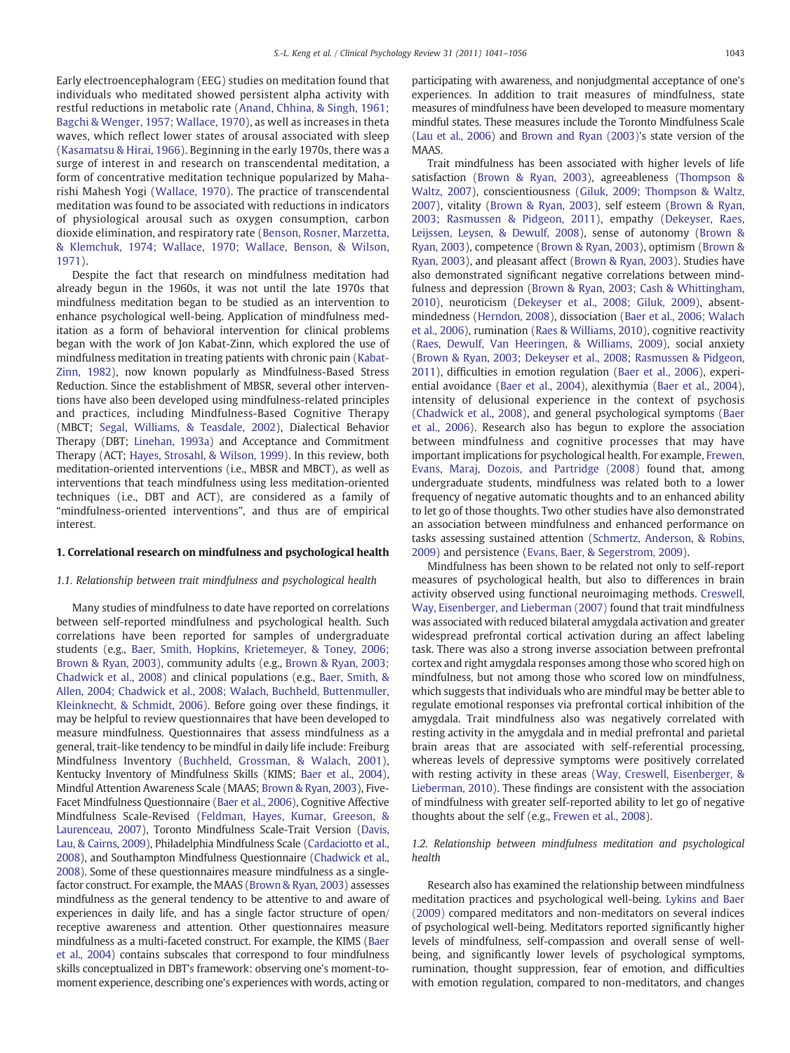Early electroencephalogram (EEG) studies on meditation found that individuals who meditated showed persistent alpha activity with restful reductions in metabolic rate (Anand, Chhina, & Singh, 1961; Bagchi & Wenger, 1957; Wallace, 1970), as well as increases in theta waves, which reflect lower states of arousal associated with sleep (Kasamatsu & Hirai, 1966). Beginning in the early 1970s, there was a surge of interest in and research on transcendental meditation, a form of concentrative meditation technique popularized by Maharishi Mahesh Yogi (Wallace, 1970). The practice of transcendental meditation was found to be associated with reductions in indicators of physiological arousal such as oxygen consumption, carbon dioxide elimination, and respiratory rate (Benson, Rosner, Marzetta, & Klemchuk, 1974; Wallace, 1970; Wallace, Benson, & Wilson, 1971).

Despite the fact that research on mindfulness meditation had already begun in the 1960s, it was not until the late 1970s that mindfulness meditation began to be studied as an intervention to enhance psychological well-being. Application of mindfulness meditation as a form of behavioral intervention for clinical problems began with the work of Jon Kabat-Zinn, which explored the use of mindfulness meditation in treating patients with chronic pain (Kabat-Zinn, 1982), now known popularly as Mindfulness-Based Stress Reduction. Since the establishment of MBSR, several other interventions have also been developed using mindfulness-related principles and practices, including Mindfulness-Based Cognitive Therapy (MBCT; Segal, Williams, & Teasdale, 2002), Dialectical Behavior Therapy (DBT; Linehan, 1993a) and Acceptance and Commitment Therapy (ACT; Hayes, Strosahl, & Wilson, 1999). In this review, both meditation-oriented interventions (i.e., MBSR and MBCT), as well as interventions that teach mindfulness using less meditation-oriented techniques (i.e., DBT and ACT), are considered as a family of "mindfulness-oriented interventions", and thus are of empirical interest.

## 1. Correlational research on mindfulness and psychological health

### 1.1. Relationship between trait mindfulness and psychological health

Many studies of mindfulness to date have reported on correlations between self-reported mindfulness and psychological health. Such correlations have been reported for samples of undergraduate students (e.g., Baer, Smith, Hopkins, Krietemeyer, & Toney, 2006; Brown & Ryan, 2003), community adults (e.g., Brown & Ryan, 2003; Chadwick et al., 2008) and clinical populations (e.g., Baer, Smith, & Allen, 2004; Chadwick et al., 2008; Walach, Buchheld, Buttenmuller, Kleinknecht, & Schmidt, 2006). Before going over these findings, it may be helpful to review questionnaires that have been developed to measure mindfulness. Questionnaires that assess mindfulness as a general, trait-like tendency to be mindful in daily life include: Freiburg Mindfulness Inventory (Buchheld, Grossman, & Walach, 2001), Kentucky Inventory of Mindfulness Skills (KIMS; Baer et al., 2004), Mindful Attention Awareness Scale (MAAS; Brown & Ryan, 2003), Five-Facet Mindfulness Questionnaire (Baer et al., 2006), Cognitive Affective Mindfulness Scale-Revised (Feldman, Hayes, Kumar, Greeson, & Laurenceau, 2007), Toronto Mindfulness Scale-Trait Version (Davis, Lau, & Cairns, 2009), Philadelphia Mindfulness Scale (Cardaciotto et al., 2008), and Southampton Mindfulness Questionnaire (Chadwick et al., 2008). Some of these questionnaires measure mindfulness as a single-factor construct. For example, the MAAS (Brown & Ryan, 2003) assesses mindfulness as the general tendency to be attentive to and aware of experiences in daily life, and has a single factor structure of open/receptive awareness and attention. Other questionnaires measure mindfulness as a multi-faceted construct. For example, the KIMS (Baer et al., 2004) contains subscales that correspond to four mindfulness skills conceptualized in DBT's framework: observing one's moment-to-moment experience, describing one's experiences with words, acting or participating with awareness, and nonjudgmental acceptance of one's experiences. In addition to trait measures of mindfulness, state measures of mindfulness have been developed to measure momentary mindful states. These measures include the Toronto Mindfulness Scale (Lau et al., 2006) and Brown and Ryan (2003)'s state version of the MAAS.

Trait mindfulness has been associated with higher levels of life satisfaction (Brown & Ryan, 2003), agreeableness (Thompson & Waltz, 2007), conscientiousness (Giluk, 2009; Thompson & Waltz, 2007), vitality (Brown & Ryan, 2003), self esteem (Brown & Ryan, 2003; Rasmussen & Pidgeon, 2011), empathy (Dekeyser, Raes, Leijssen, Leysen, & Dewulf, 2008), sense of autonomy (Brown & Ryan, 2003), competence (Brown & Ryan, 2003), optimism (Brown & Ryan, 2003), and pleasant affect (Brown & Ryan, 2003). Studies have also demonstrated significant negative correlations between mindfulness and depression (Brown & Ryan, 2003; Cash & Whittingham, 2010), neuroticism (Dekeyser et al., 2008; Giluk, 2009), absent-mindedness (Herndon, 2008), dissociation (Baer et al., 2006; Walach et al., 2006), rumination (Raes & Williams, 2010), cognitive reactivity (Raes, Dewulf, Van Heeringen, & Williams, 2009), social anxiety (Brown & Ryan, 2003; Dekeyser et al., 2008; Rasmussen & Pidgeon, 2011), difficulties in emotion regulation (Baer et al., 2006), experiential avoidance (Baer et al., 2004), alexithymia (Baer et al., 2004), intensity of delusional experience in the context of psychosis (Chadwick et al., 2008), and general psychological symptoms (Baer et al., 2006). Research also has begun to explore the association between mindfulness and cognitive processes that may have important implications for psychological health. For example, Frewen, Evans, Maraj, Dozois, and Partridge (2008) found that, among undergraduate students, mindfulness was related both to a lower frequency of negative automatic thoughts and to an enhanced ability to let go of those thoughts. Two other studies have also demonstrated an association between mindfulness and enhanced performance on tasks assessing sustained attention (Schmertz, Anderson, & Robins, 2009) and persistence (Evans, Baer, & Segerstrom, 2009).

Mindfulness has been shown to be related not only to self-report measures of psychological health, but also to differences in brain activity observed using functional neuroimaging methods. Creswell, Way, Eisenberger, and Lieberman (2007) found that trait mindfulness was associated with reduced bilateral amygdala activation and greater widespread prefrontal cortical activation during an affect labeling task. There was also a strong inverse association between prefrontal cortex and right amygdala responses among those who scored high on mindfulness, but not among those who scored low on mindfulness, which suggests that individuals who are mindful may be better able to regulate emotional responses via prefrontal cortical inhibition of the amygdala. Trait mindfulness also was negatively correlated with resting activity in the amygdala and in medial prefrontal and parietal brain areas that are associated with self-referential processing, whereas levels of depressive symptoms were positively correlated with resting activity in these areas (Way, Creswell, Eisenberger, & Lieberman, 2010). These findings are consistent with the association of mindfulness with greater self-reported ability to let go of negative thoughts about the self (e.g., Frewen et al., 2008).

### 1.2. Relationship between mindfulness meditation and psychological health

Research also has examined the relationship between mindfulness meditation practices and psychological well-being. Lykins and Baer (2009) compared meditators and non-meditators on several indices of psychological well-being. Meditators reported significantly higher levels of mindfulness, self-compassion and overall sense of well-being, and significantly lower levels of psychological symptoms, rumination, thought suppression, fear of emotion, and difficulties with emotion regulation, compared to non-meditators, and changes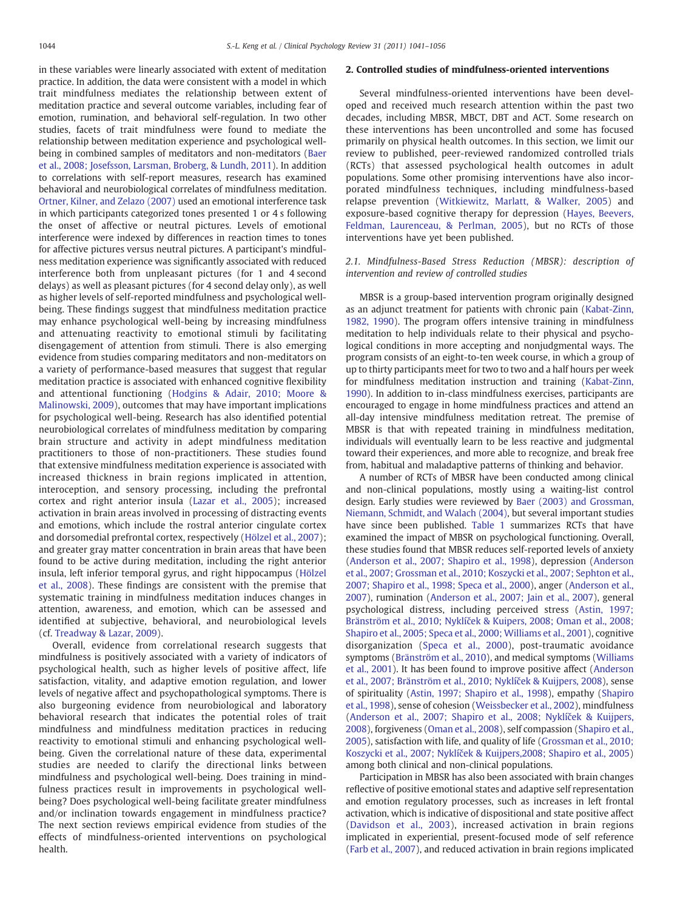in these variables were linearly associated with extent of meditation practice. In addition, the data were consistent with a model in which trait mindfulness mediates the relationship between extent of meditation practice and several outcome variables, including fear of emotion, rumination, and behavioral self-regulation. In two other studies, facets of trait mindfulness were found to mediate the relationship between meditation experience and psychological well-being in combined samples of meditators and non-meditators (Baer et al., 2008; Josefsson, Larsman, Broberg, & Lundh, 2011). In addition to correlations with self-report measures, research has examined behavioral and neurobiological correlates of mindfulness meditation. Ortner, Kilner, and Zelazo (2007) used an emotional interference task in which participants categorized tones presented 1 or 4 s following the onset of affective or neutral pictures. Levels of emotional interference were indexed by differences in reaction times to tones for affective pictures versus neutral pictures. A participant's mindfulness meditation experience was significantly associated with reduced interference both from unpleasant pictures (for 1 and 4 second delays) as well as pleasant pictures (for 4 second delay only), as well as higher levels of self-reported mindfulness and psychological well-being. These findings suggest that mindfulness meditation practice may enhance psychological well-being by increasing mindfulness and attenuating reactivity to emotional stimuli by facilitating disengagement of attention from stimuli. There is also emerging evidence from studies comparing meditators and non-meditators on a variety of performance-based measures that suggest that regular meditation practice is associated with enhanced cognitive flexibility and attentional functioning (Hodgins & Adair, 2010; Moore & Malinowski, 2009), outcomes that may have important implications for psychological well-being. Research has also identified potential neurobiological correlates of mindfulness meditation by comparing brain structure and activity in adept mindfulness meditation practitioners to those of non-practitioners. These studies found that extensive mindfulness meditation experience is associated with increased thickness in brain regions implicated in attention, interoception, and sensory processing, including the prefrontal cortex and right anterior insula (Lazar et al., 2005); increased activation in brain areas involved in processing of distracting events and emotions, which include the rostral anterior cingulate cortex and dorsomedial prefrontal cortex, respectively (Hölzel et al., 2007); and greater gray matter concentration in brain areas that have been found to be active during meditation, including the right anterior insula, left inferior temporal gyrus, and right hippocampus (Hölzel et al., 2008). These findings are consistent with the premise that systematic training in mindfulness meditation induces changes in attention, awareness, and emotion, which can be assessed and identified at subjective, behavioral, and neurobiological levels (cf. Treadway & Lazar, 2009).

Overall, evidence from correlational research suggests that mindfulness is positively associated with a variety of indicators of psychological health, such as higher levels of positive affect, life satisfaction, vitality, and adaptive emotion regulation, and lower levels of negative affect and psychopathological symptoms. There is also burgeoning evidence from neurobiological and laboratory behavioral research that indicates the potential roles of trait mindfulness and mindfulness meditation practices in reducing reactivity to emotional stimuli and enhancing psychological well-being. Given the correlational nature of these data, experimental studies are needed to clarify the directional links between mindfulness and psychological well-being. Does training in mindfulness practices result in improvements in psychological well-being? Does psychological well-being facilitate greater mindfulness and/or inclination towards engagement in mindfulness practice? The next section reviews empirical evidence from studies of the effects of mindfulness-oriented interventions on psychological health.

## 2. Controlled studies of mindfulness-oriented interventions

Several mindfulness-oriented interventions have been developed and received much research attention within the past two decades, including MBSR, MBCT, DBT and ACT. Some research on these interventions has been uncontrolled and some has focused primarily on physical health outcomes. In this section, we limit our review to published, peer-reviewed randomized controlled trials (RCTs) that assessed psychological health outcomes in adult populations. Some other promising interventions have also incorporated mindfulness techniques, including mindfulness-based relapse prevention (Witkiewitz, Marlatt, & Walker, 2005) and exposure-based cognitive therapy for depression (Hayes, Beevers, Feldman, Laurenceau, & Perlman, 2005), but no RCTs of those interventions have yet been published.

### *2.1. Mindfulness-Based Stress Reduction (MBSR): description of intervention and review of controlled studies*

MBSR is a group-based intervention program originally designed as an adjunct treatment for patients with chronic pain (Kabat-Zinn, 1982, 1990). The program offers intensive training in mindfulness meditation to help individuals relate to their physical and psychological conditions in more accepting and nonjudgmental ways. The program consists of an eight-to-ten week course, in which a group of up to thirty participants meet for two to two and a half hours per week for mindfulness meditation instruction and training (Kabat-Zinn, 1990). In addition to in-class mindfulness exercises, participants are encouraged to engage in home mindfulness practices and attend an all-day intensive mindfulness meditation retreat. The premise of MBSR is that with repeated training in mindfulness meditation, individuals will eventually learn to be less reactive and judgmental toward their experiences, and more able to recognize, and break free from, habitual and maladaptive patterns of thinking and behavior.

A number of RCTs of MBSR have been conducted among clinical and non-clinical populations, mostly using a waiting-list control design. Early studies were reviewed by Baer (2003) and Grossman, Niemann, Schmidt, and Walach (2004), but several important studies have since been published. Table 1 summarizes RCTs that have examined the impact of MBSR on psychological functioning. Overall, these studies found that MBSR reduces self-reported levels of anxiety (Anderson et al., 2007; Shapiro et al., 1998), depression (Anderson et al., 2007; Grossman et al., 2010; Koszycki et al., 2007; Sephton et al., 2007; Shapiro et al., 1998; Speca et al., 2000), anger (Anderson et al., 2007), rumination (Anderson et al., 2007; Jain et al., 2007), general psychological distress, including perceived stress (Astin, 1997; Bränström et al., 2010; Nyklíček & Kuipers, 2008; Oman et al., 2008; Shapiro et al., 2005; Speca et al., 2000; Williams et al., 2001), cognitive disorganization (Speca et al., 2000), post-traumatic avoidance symptoms (Bränström et al., 2010), and medical symptoms (Williams et al., 2001). It has been found to improve positive affect (Anderson et al., 2007; Bränström et al., 2010; Nyklíček & Kuijpers, 2008), sense of spirituality (Astin, 1997; Shapiro et al., 1998), empathy (Shapiro et al., 1998), sense of cohesion (Weissbecker et al., 2002), mindfulness (Anderson et al., 2007; Shapiro et al., 2008; Nyklíček & Kuijpers, 2008), forgiveness (Oman et al., 2008), self compassion (Shapiro et al., 2005), satisfaction with life, and quality of life (Grossman et al., 2010; Koszycki et al., 2007; Nyklíček & Kuijpers,2008; Shapiro et al., 2005) among both clinical and non-clinical populations.

Participation in MBSR has also been associated with brain changes reflective of positive emotional states and adaptive self representation and emotion regulatory processes, such as increases in left frontal activation, which is indicative of dispositional and state positive affect (Davidson et al., 2003), increased activation in brain regions implicated in experiential, present-focused mode of self reference (Farb et al., 2007), and reduced activation in brain regions implicated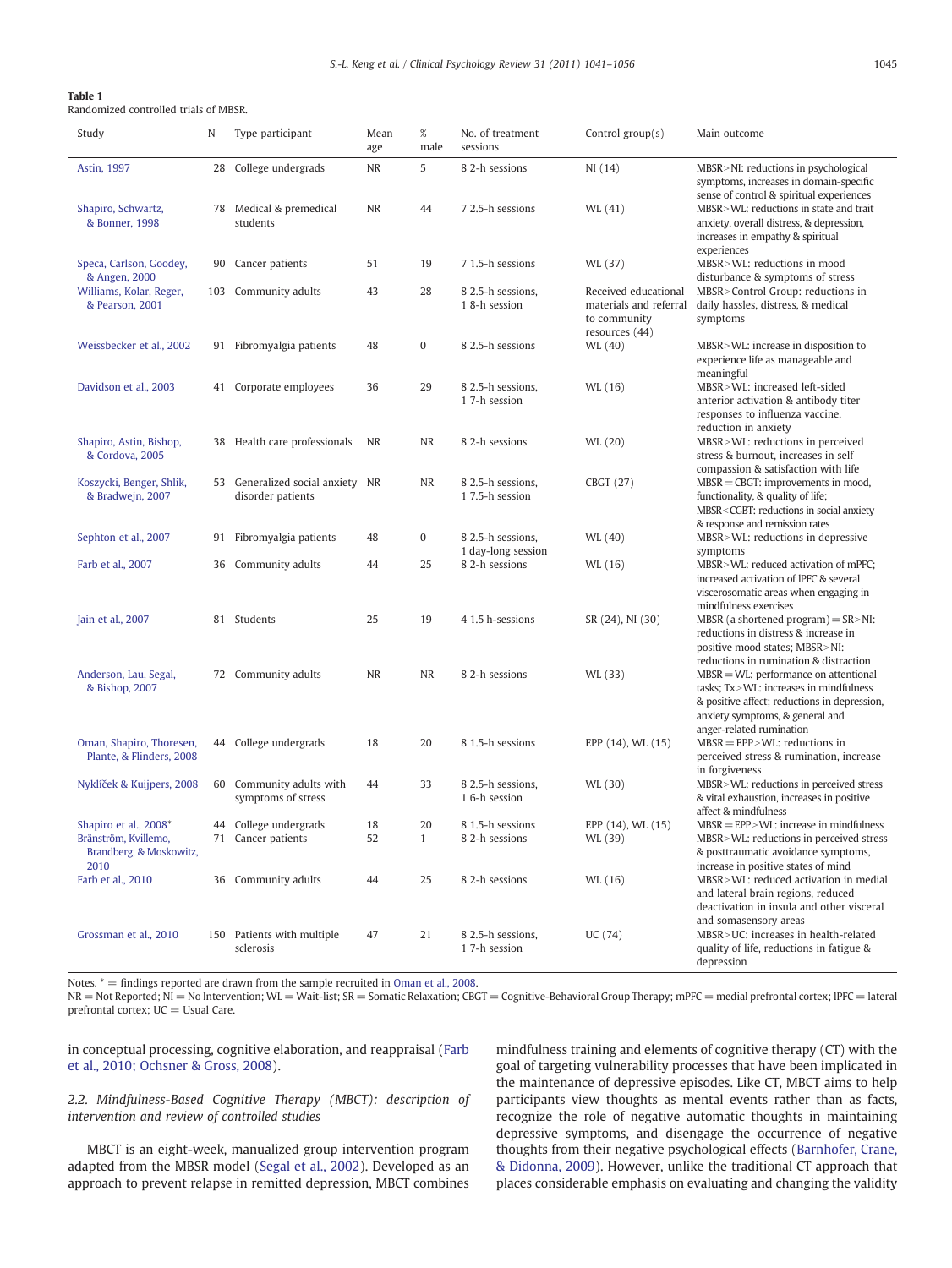**Table 1**
Randomized controlled trials of MBSR.

| Study | N | Type participant | Mean age | % male | No. of treatment sessions | Control group(s) | Main outcome |
|---|---|---|---|---|---|---|---|
| Astin, 1997 | 28 | College undergrads | NR | 5 | 8 2-h sessions | NI (14) | MBSR>NI: reductions in psychological symptoms, increases in domain-specific sense of control & spiritual experiences |
| Shapiro, Schwartz, & Bonner, 1998 | 78 | Medical & premedical students | NR | 44 | 7 2.5-h sessions | WL (41) | MBSR>WL: reductions in state and trait anxiety, overall distress, & depression, increases in empathy & spiritual experiences |
| Speca, Carlson, Goodey, & Angen, 2000 | 90 | Cancer patients | 51 | 19 | 7 1.5-h sessions | WL (37) | MBSR>WL: reductions in mood disturbance & symptoms of stress |
| Williams, Kolar, Reger, & Pearson, 2001 | 103 | Community adults | 43 | 28 | 8 2.5-h sessions, 1 8-h session | Received educational materials and referral to community resources (44) | MBSR>Control Group: reductions in daily hassles, distress, & medical symptoms |
| Weissbecker et al., 2002 | 91 | Fibromyalgia patients | 48 | 0 | 8 2.5-h sessions | WL (40) | MBSR>WL: increase in disposition to experience life as manageable and meaningful |
| Davidson et al., 2003 | 41 | Corporate employees | 36 | 29 | 8 2.5-h sessions, 1 7-h session | WL (16) | MBSR>WL: increased left-sided anterior activation & antibody titer responses to influenza vaccine, reduction in anxiety |
| Shapiro, Astin, Bishop, & Cordova, 2005 | 38 | Health care professionals | NR | NR | 8 2-h sessions | WL (20) | MBSR>WL: reductions in perceived stress & burnout, increases in self compassion & satisfaction with life |
| Koszycki, Benger, Shlik, & Bradwejn, 2007 | 53 | Generalized social anxiety disorder patients | NR | NR | 8 2.5-h sessions, 1 7.5-h session | CBGT (27) | MBSR = CBGT: improvements in mood, functionality, & quality of life; MBSR<CGBT: reductions in social anxiety & response and remission rates |
| Sephton et al., 2007 | 91 | Fibromyalgia patients | 48 | 0 | 8 2.5-h sessions, 1 day-long session | WL (40) | MBSR>WL: reductions in depressive symptoms |
| Farb et al., 2007 | 36 | Community adults | 44 | 25 | 8 2-h sessions | WL (16) | MBSR>WL: reduced activation of mPFC; increased activation of lPFC & several viscerosomatic areas when engaging in mindfulness exercises |
| Jain et al., 2007 | 81 | Students | 25 | 19 | 4 1.5 h-sessions | SR (24), NI (30) | MBSR (a shortened program) = SR>NI: reductions in distress & increase in positive mood states; MBSR>NI: reductions in rumination & distraction |
| Anderson, Lau, Segal, & Bishop, 2007 | 72 | Community adults | NR | NR | 8 2-h sessions | WL (33) | MBSR = WL: performance on attentional tasks; Tx>WL: increases in mindfulness & positive affect; reductions in depression, anxiety symptoms, & general and anger-related rumination |
| Oman, Shapiro, Thoresen, Plante, & Flinders, 2008 | 44 | College undergrads | 18 | 20 | 8 1.5-h sessions | EPP (14), WL (15) | MBSR = EPP>WL: reductions in perceived stress & rumination, increase in forgiveness |
| Nyklíček & Kuijpers, 2008 | 60 | Community adults with symptoms of stress | 44 | 33 | 8 2.5-h sessions, 1 6-h session | WL (30) | MBSR>WL: reductions in perceived stress & vital exhaustion, increases in positive affect & mindfulness |
| Shapiro et al., 2008* | 44 | College undergrads | 18 | 20 | 8 1.5-h sessions | EPP (14), WL (15) | MBSR = EPP>WL: increase in mindfulness |
| Bränström, Kvillemo, Brandberg, & Moskowitz, 2010 | 71 | Cancer patients | 52 | 1 | 8 2-h sessions | WL (39) | MBSR>WL: reductions in perceived stress & posttraumatic avoidance symptoms, increase in positive states of mind |
| Farb et al., 2010 | 36 | Community adults | 44 | 25 | 8 2-h sessions | WL (16) | MBSR>WL: reduced activation in medial and lateral brain regions, reduced deactivation in insula and other visceral and somasensory areas |
| Grossman et al., 2010 | 150 | Patients with multiple sclerosis | 47 | 21 | 8 2.5-h sessions, 1 7-h session | UC (74) | MBSR>UC: increases in health-related quality of life, reductions in fatigue & depression |

Notes. * = findings reported are drawn from the sample recruited in Oman et al., 2008.
NR = Not Reported; NI = No Intervention; WL = Wait-list; SR = Somatic Relaxation; CBGT = Cognitive-Behavioral Group Therapy; mPFC = medial prefrontal cortex; lPFC = lateral prefrontal cortex; UC = Usual Care.

in conceptual processing, cognitive elaboration, and reappraisal (Farb et al., 2010; Ochsner & Gross, 2008).

### *2.2. Mindfulness-Based Cognitive Therapy (MBCT): description of intervention and review of controlled studies*

MBCT is an eight-week, manualized group intervention program adapted from the MBSR model (Segal et al., 2002). Developed as an approach to prevent relapse in remitted depression, MBCT combines mindfulness training and elements of cognitive therapy (CT) with the goal of targeting vulnerability processes that have been implicated in the maintenance of depressive episodes. Like CT, MBCT aims to help participants view thoughts as mental events rather than as facts, recognize the role of negative automatic thoughts in maintaining depressive symptoms, and disengage the occurrence of negative thoughts from their negative psychological effects (Barnhofer, Crane, & Didonna, 2009). However, unlike the traditional CT approach that places considerable emphasis on evaluating and changing the validity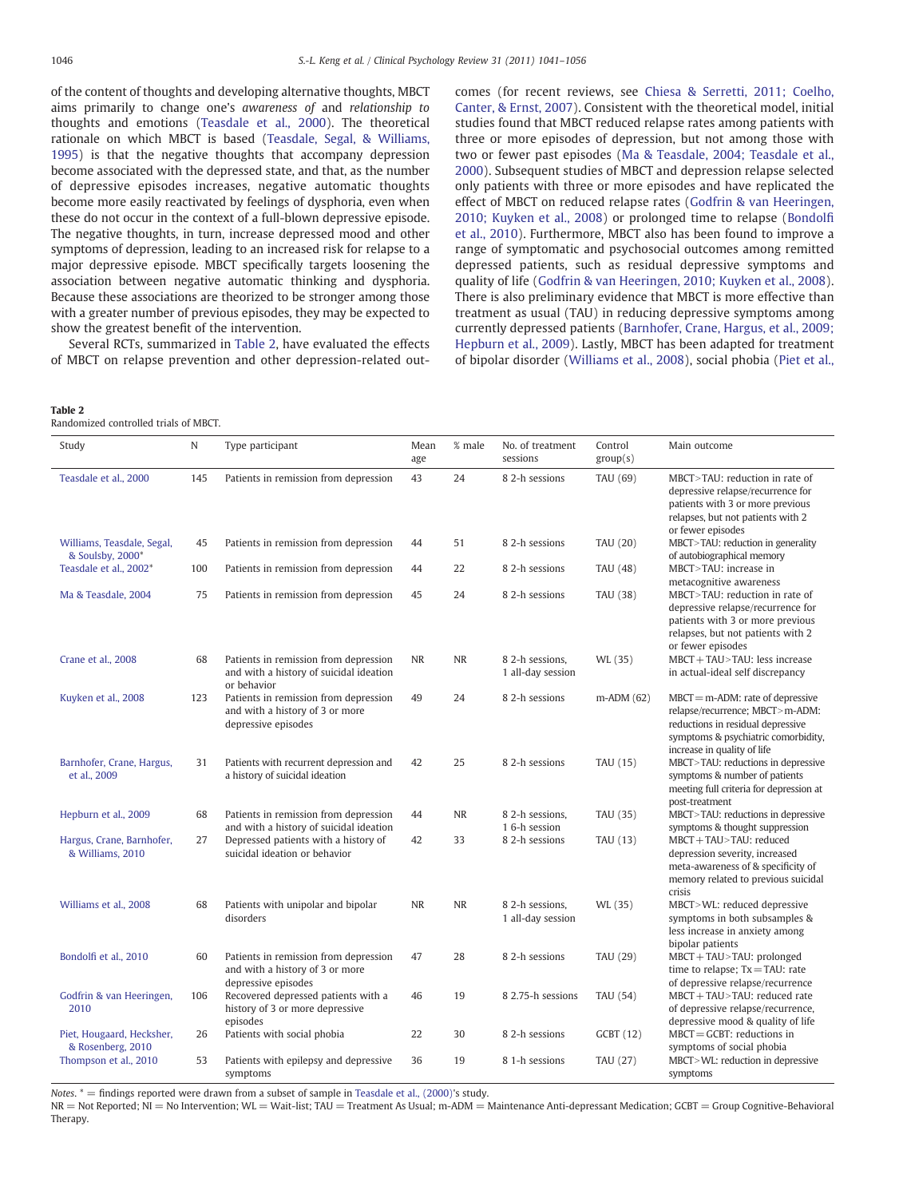of the content of thoughts and developing alternative thoughts, MBCT aims primarily to change one's *awareness of* and *relationship to* thoughts and emotions (Teasdale et al., 2000). The theoretical rationale on which MBCT is based (Teasdale, Segal, & Williams, 1995) is that the negative thoughts that accompany depression become associated with the depressed state, and that, as the number of depressive episodes increases, negative automatic thoughts become more easily reactivated by feelings of dysphoria, even when these do not occur in the context of a full-blown depressive episode. The negative thoughts, in turn, increase depressed mood and other symptoms of depression, leading to an increased risk for relapse to a major depressive episode. MBCT specifically targets loosening the association between negative automatic thinking and dysphoria. Because these associations are theorized to be stronger among those with a greater number of previous episodes, they may be expected to show the greatest benefit of the intervention.

Several RCTs, summarized in Table 2, have evaluated the effects of MBCT on relapse prevention and other depression-related outcomes (for recent reviews, see Chiesa & Serretti, 2011; Coelho, Canter, & Ernst, 2007). Consistent with the theoretical model, initial studies found that MBCT reduced relapse rates among patients with three or more episodes of depression, but not among those with two or fewer past episodes (Ma & Teasdale, 2004; Teasdale et al., 2000). Subsequent studies of MBCT and depression relapse selected only patients with three or more episodes and have replicated the effect of MBCT on reduced relapse rates (Godfrin & van Heeringen, 2010; Kuyken et al., 2008) or prolonged time to relapse (Bondolfi et al., 2010). Furthermore, MBCT also has been found to improve a range of symptomatic and psychosocial outcomes among remitted depressed patients, such as residual depressive symptoms and quality of life (Godfrin & van Heeringen, 2010; Kuyken et al., 2008). There is also preliminary evidence that MBCT is more effective than treatment as usual (TAU) in reducing depressive symptoms among currently depressed patients (Barnhofer, Crane, Hargus, et al., 2009; Hepburn et al., 2009). Lastly, MBCT has been adapted for treatment of bipolar disorder (Williams et al., 2008), social phobia (Piet et al.,

**Table 2**
Randomized controlled trials of MBCT.

| Study | N | Type participant | Mean age | % male | No. of treatment sessions | Control group(s) | Main outcome |
|---|---|---|---|---|---|---|---|
| Teasdale et al., 2000 | 145 | Patients in remission from depression | 43 | 24 | 8 2-h sessions | TAU (69) | MBCT>TAU: reduction in rate of depressive relapse/recurrence for patients with 3 or more previous relapses, but not patients with 2 or fewer episodes |
| Williams, Teasdale, Segal, & Soulsby, 2000* | 45 | Patients in remission from depression | 44 | 51 | 8 2-h sessions | TAU (20) | MBCT>TAU: reduction in generality of autobiographical memory |
| Teasdale et al., 2002* | 100 | Patients in remission from depression | 44 | 22 | 8 2-h sessions | TAU (48) | MBCT>TAU: increase in metacognitive awareness |
| Ma & Teasdale, 2004 | 75 | Patients in remission from depression | 45 | 24 | 8 2-h sessions | TAU (38) | MBCT>TAU: reduction in rate of depressive relapse/recurrence for patients with 3 or more previous relapses, but not patients with 2 or fewer episodes |
| Crane et al., 2008 | 68 | Patients in remission from depression and with a history of suicidal ideation or behavior | NR | NR | 8 2-h sessions, 1 all-day session | WL (35) | MBCT + TAU>TAU: less increase in actual-ideal self discrepancy |
| Kuyken et al., 2008 | 123 | Patients in remission from depression and with a history of 3 or more depressive episodes | 49 | 24 | 8 2-h sessions | m-ADM (62) | MBCT = m-ADM: rate of depressive relapse/recurrence; MBCT > m-ADM: reductions in residual depressive symptoms & psychiatric comorbidity, increase in quality of life |
| Barnhofer, Crane, Hargus, et al., 2009 | 31 | Patients with recurrent depression and a history of suicidal ideation | 42 | 25 | 8 2-h sessions | TAU (15) | MBCT>TAU: reductions in depressive symptoms & number of patients meeting full criteria for depression at post-treatment |
| Hepburn et al., 2009 | 68 | Patients in remission from depression and with a history of suicidal ideation | 44 | NR | 8 2-h sessions, 1 6-h session | TAU (35) | MBCT>TAU: reductions in depressive symptoms & thought suppression |
| Hargus, Crane, Barnhofer, & Williams, 2010 | 27 | Depressed patients with a history of suicidal ideation or behavior | 42 | 33 | 8 2-h sessions | TAU (13) | MBCT + TAU>TAU: reduced depression severity, increased meta-awareness of & specificity of memory related to previous suicidal crisis |
| Williams et al., 2008 | 68 | Patients with unipolar and bipolar disorders | NR | NR | 8 2-h sessions, 1 all-day session | WL (35) | MBCT>WL: reduced depressive symptoms in both subsamples & less increase in anxiety among bipolar patients |
| Bondolfi et al., 2010 | 60 | Patients in remission from depression and with a history of 3 or more depressive episodes | 47 | 28 | 8 2-h sessions | TAU (29) | MBCT + TAU>TAU: prolonged time to relapse; Tx = TAU: rate of depressive relapse/recurrence |
| Godfrin & van Heeringen, 2010 | 106 | Recovered depressed patients with a history of 3 or more depressive episodes | 46 | 19 | 8 2.75-h sessions | TAU (54) | MBCT + TAU>TAU: reduced rate of depressive relapse/recurrence, depressive mood & quality of life |
| Piet, Hougaard, Hecksher, & Rosenberg, 2010 | 26 | Patients with social phobia | 22 | 30 | 8 2-h sessions | GCBT (12) | MBCT = GCBT: reductions in symptoms of social phobia |
| Thompson et al., 2010 | 53 | Patients with epilepsy and depressive symptoms | 36 | 19 | 8 1-h sessions | TAU (27) | MBCT>WL: reduction in depressive symptoms |

*Notes*. * = findings reported were drawn from a subset of sample in Teasdale et al., (2000)'s study.
NR = Not Reported; NI = No Intervention; WL = Wait-list; TAU = Treatment As Usual; m-ADM = Maintenance Anti-depressant Medication; GCBT = Group Cognitive-Behavioral Therapy.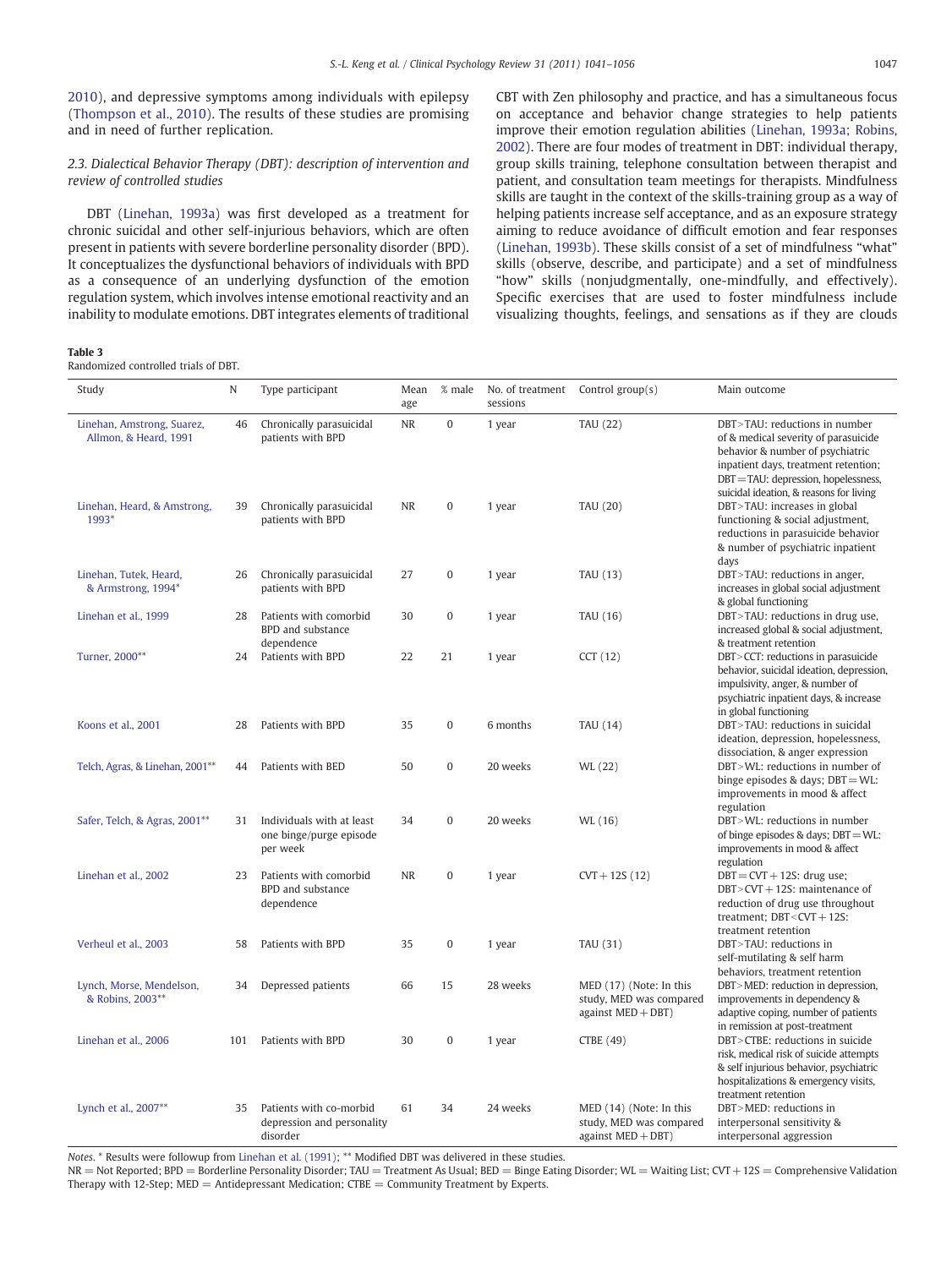2010), and depressive symptoms among individuals with epilepsy (Thompson et al., 2010). The results of these studies are promising and in need of further replication.

### 2.3. Dialectical Behavior Therapy (DBT): description of intervention and review of controlled studies

DBT (Linehan, 1993a) was first developed as a treatment for chronic suicidal and other self-injurious behaviors, which are often present in patients with severe borderline personality disorder (BPD). It conceptualizes the dysfunctional behaviors of individuals with BPD as a consequence of an underlying dysfunction of the emotion regulation system, which involves intense emotional reactivity and an inability to modulate emotions. DBT integrates elements of traditional CBT with Zen philosophy and practice, and has a simultaneous focus on acceptance and behavior change strategies to help patients improve their emotion regulation abilities (Linehan, 1993a; Robins, 2002). There are four modes of treatment in DBT: individual therapy, group skills training, telephone consultation between therapist and patient, and consultation team meetings for therapists. Mindfulness skills are taught in the context of the skills-training group as a way of helping patients increase self acceptance, and as an exposure strategy aiming to reduce avoidance of difficult emotion and fear responses (Linehan, 1993b). These skills consist of a set of mindfulness "what" skills (observe, describe, and participate) and a set of mindfulness "how" skills (nonjudgmentally, one-mindfully, and effectively). Specific exercises that are used to foster mindfulness include visualizing thoughts, feelings, and sensations as if they are clouds

**Table 3**
Randomized controlled trials of DBT.

| Study | N | Type participant | Mean age | % male | No. of treatment sessions | Control group(s) | Main outcome |
|---|---|---|---|---|---|---|---|
| Linehan, Amstrong, Suarez, Allmon, & Heard, 1991 | 46 | Chronically parasuicidal patients with BPD | NR | 0 | 1 year | TAU (22) | DBT>TAU: reductions in number of & medical severity of parasuicide behavior & number of psychiatric inpatient days, treatment retention; DBT=TAU: depression, hopelessness, suicidal ideation, & reasons for living |
| Linehan, Heard, & Amstrong, 1993* | 39 | Chronically parasuicidal patients with BPD | NR | 0 | 1 year | TAU (20) | DBT>TAU: increases in global functioning & social adjustment, reductions in parasuicide behavior & number of psychiatric inpatient days |
| Linehan, Tutek, Heard, & Armstrong, 1994* | 26 | Chronically parasuicidal patients with BPD | 27 | 0 | 1 year | TAU (13) | DBT>TAU: reductions in anger, increases in global social adjustment & global functioning |
| Linehan et al., 1999 | 28 | Patients with comorbid BPD and substance dependence | 30 | 0 | 1 year | TAU (16) | DBT>TAU: reductions in drug use, increased global & social adjustment, & treatment retention |
| Turner, 2000** | 24 | Patients with BPD | 22 | 21 | 1 year | CCT (12) | DBT>CCT: reductions in parasuicide behavior, suicidal ideation, depression, impulsivity, anger, & number of psychiatric inpatient days, & increase in global functioning |
| Koons et al., 2001 | 28 | Patients with BPD | 35 | 0 | 6 months | TAU (14) | DBT>TAU: reductions in suicidal ideation, depression, hopelessness, dissociation, & anger expression |
| Telch, Agras, & Linehan, 2001** | 44 | Patients with BED | 50 | 0 | 20 weeks | WL (22) | DBT>WL: reductions in number of binge episodes & days; DBT=WL: improvements in mood & affect regulation |
| Safer, Telch, & Agras, 2001** | 31 | Individuals with at least one binge/purge episode per week | 34 | 0 | 20 weeks | WL (16) | DBT>WL: reductions in number of binge episodes & days; DBT=WL: improvements in mood & affect regulation |
| Linehan et al., 2002 | 23 | Patients with comorbid BPD and substance dependence | NR | 0 | 1 year | CVT + 12S (12) | DBT=CVT + 12S: drug use; DBT>CVT + 12S: maintenance of reduction of drug use throughout treatment; DBT<CVT + 12S: treatment retention |
| Verheul et al., 2003 | 58 | Patients with BPD | 35 | 0 | 1 year | TAU (31) | DBT>TAU: reductions in self-mutilating & self harm behaviors, treatment retention |
| Lynch, Morse, Mendelson, & Robins, 2003** | 34 | Depressed patients | 66 | 15 | 28 weeks | MED (17) (Note: In this study, MED was compared against MED + DBT) | DBT>MED: reduction in depression, improvements in dependency & adaptive coping, number of patients in remission at post-treatment |
| Linehan et al., 2006 | 101 | Patients with BPD | 30 | 0 | 1 year | CTBE (49) | DBT>CTBE: reductions in suicide risk, medical risk of suicide attempts & self injurious behavior, psychiatric hospitalizations & emergency visits, treatment retention |
| Lynch et al., 2007** | 35 | Patients with co-morbid depression and personality disorder | 61 | 34 | 24 weeks | MED (14) (Note: In this study, MED was compared against MED + DBT) | DBT>MED: reductions in interpersonal sensitivity & interpersonal aggression |

*Notes.* * Results were followup from Linehan et al. (1991); ** Modified DBT was delivered in these studies.
NR = Not Reported; BPD = Borderline Personality Disorder; TAU = Treatment As Usual; BED = Binge Eating Disorder; WL = Waiting List; CVT + 12S = Comprehensive Validation Therapy with 12-Step; MED = Antidepressant Medication; CTBE = Community Treatment by Experts.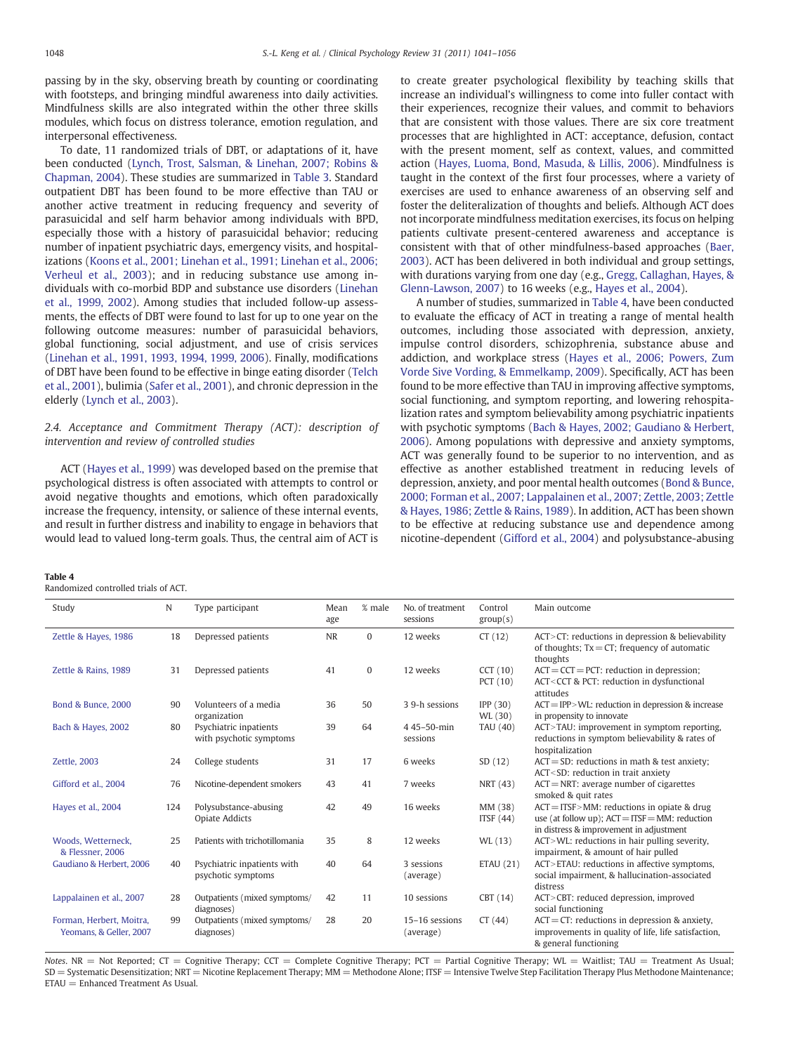passing by in the sky, observing breath by counting or coordinating with footsteps, and bringing mindful awareness into daily activities. Mindfulness skills are also integrated within the other three skills modules, which focus on distress tolerance, emotion regulation, and interpersonal effectiveness.

To date, 11 randomized trials of DBT, or adaptations of it, have been conducted (Lynch, Trost, Salsman, & Linehan, 2007; Robins & Chapman, 2004). These studies are summarized in Table 3. Standard outpatient DBT has been found to be more effective than TAU or another active treatment in reducing frequency and severity of parasuicidal and self harm behavior among individuals with BPD, especially those with a history of parasuicidal behavior; reducing number of inpatient psychiatric days, emergency visits, and hospitalizations (Koons et al., 2001; Linehan et al., 1991; Linehan et al., 2006; Verheul et al., 2003); and in reducing substance use among individuals with co-morbid BDP and substance use disorders (Linehan et al., 1999, 2002). Among studies that included follow-up assessments, the effects of DBT were found to last for up to one year on the following outcome measures: number of parasuicidal behaviors, global functioning, social adjustment, and use of crisis services (Linehan et al., 1991, 1993, 1994, 1999, 2006). Finally, modifications of DBT have been found to be effective in binge eating disorder (Telch et al., 2001), bulimia (Safer et al., 2001), and chronic depression in the elderly (Lynch et al., 2003).

### 2.4. Acceptance and Commitment Therapy (ACT): description of intervention and review of controlled studies

ACT (Hayes et al., 1999) was developed based on the premise that psychological distress is often associated with attempts to control or avoid negative thoughts and emotions, which often paradoxically increase the frequency, intensity, or salience of these internal events, and result in further distress and inability to engage in behaviors that would lead to valued long-term goals. Thus, the central aim of ACT is to create greater psychological flexibility by teaching skills that increase an individual's willingness to come into fuller contact with their experiences, recognize their values, and commit to behaviors that are consistent with those values. There are six core treatment processes that are highlighted in ACT: acceptance, defusion, contact with the present moment, self as context, values, and committed action (Hayes, Luoma, Bond, Masuda, & Lillis, 2006). Mindfulness is taught in the context of the first four processes, where a variety of exercises are used to enhance awareness of an observing self and foster the deliteralization of thoughts and beliefs. Although ACT does not incorporate mindfulness meditation exercises, its focus on helping patients cultivate present-centered awareness and acceptance is consistent with that of other mindfulness-based approaches (Baer, 2003). ACT has been delivered in both individual and group settings, with durations varying from one day (e.g., Gregg, Callaghan, Hayes, & Glenn-Lawson, 2007) to 16 weeks (e.g., Hayes et al., 2004).

A number of studies, summarized in Table 4, have been conducted to evaluate the efficacy of ACT in treating a range of mental health outcomes, including those associated with depression, anxiety, impulse control disorders, schizophrenia, substance abuse and addiction, and workplace stress (Hayes et al., 2006; Powers, Zum Vorde Sive Vording, & Emmelkamp, 2009). Specifically, ACT has been found to be more effective than TAU in improving affective symptoms, social functioning, and symptom reporting, and lowering rehospitalization rates and symptom believability among psychiatric inpatients with psychotic symptoms (Bach & Hayes, 2002; Gaudiano & Herbert, 2006). Among populations with depressive and anxiety symptoms, ACT was generally found to be superior to no intervention, and as effective as another established treatment in reducing levels of depression, anxiety, and poor mental health outcomes (Bond & Bunce, 2000; Forman et al., 2007; Lappalainen et al., 2007; Zettle, 2003; Zettle & Hayes, 1986; Zettle & Rains, 1989). In addition, ACT has been shown to be effective at reducing substance use and dependence among nicotine-dependent (Gifford et al., 2004) and polysubstance-abusing

**Table 4**
Randomized controlled trials of ACT.

| Study | N | Type participant | Mean age | % male | No. of treatment sessions | Control group(s) | Main outcome |
|---|---|---|---|---|---|---|---|
| Zettle & Hayes, 1986 | 18 | Depressed patients | NR | 0 | 12 weeks | CT (12) | ACT>CT: reductions in depression & believability of thoughts; Tx = CT; frequency of automatic thoughts |
| Zettle & Rains, 1989 | 31 | Depressed patients | 41 | 0 | 12 weeks | CCT (10) PCT (10) | ACT = CCT = PCT: reduction in depression; ACT<CCT & PCT: reduction in dysfunctional attitudes |
| Bond & Bunce, 2000 | 90 | Volunteers of a media organization | 36 | 50 | 3 9-h sessions | IPP (30) WL (30) | ACT = IPP>WL: reduction in depression & increase in propensity to innovate |
| Bach & Hayes, 2002 | 80 | Psychiatric inpatients with psychotic symptoms | 39 | 64 | 4 45–50-min sessions | TAU (40) | ACT>TAU: improvement in symptom reporting, reductions in symptom believability & rates of hospitalization |
| Zettle, 2003 | 24 | College students | 31 | 17 | 6 weeks | SD (12) | ACT = SD: reductions in math & test anxiety; ACT<SD: reduction in trait anxiety |
| Gifford et al., 2004 | 76 | Nicotine-dependent smokers | 43 | 41 | 7 weeks | NRT (43) | ACT = NRT: average number of cigarettes smoked & quit rates |
| Hayes et al., 2004 | 124 | Polysubstance-abusing Opiate Addicts | 42 | 49 | 16 weeks | MM (38) ITSF (44) | ACT = ITSF>MM: reductions in opiate & drug use (at follow up); ACT = ITSF = MM: reduction in distress & improvement in adjustment |
| Woods, Wetterneck, & Flessner, 2006 | 25 | Patients with trichotillomania | 35 | 8 | 12 weeks | WL (13) | ACT>WL: reductions in hair pulling severity, impairment, & amount of hair pulled |
| Gaudiano & Herbert, 2006 | 40 | Psychiatric inpatients with psychotic symptoms | 40 | 64 | 3 sessions (average) | ETAU (21) | ACT>ETAU: reductions in affective symptoms, social impairment, & hallucination-associated distress |
| Lappalainen et al., 2007 | 28 | Outpatients (mixed symptoms/diagnoses) | 42 | 11 | 10 sessions | CBT (14) | ACT>CBT: reduced depression, improved social functioning |
| Forman, Herbert, Moitra, Yeomans, & Geller, 2007 | 99 | Outpatients (mixed symptoms/diagnoses) | 28 | 20 | 15–16 sessions (average) | CT (44) | ACT = CT: reductions in depression & anxiety, improvements in quality of life, life satisfaction, & general functioning |

*Notes*. NR = Not Reported; CT = Cognitive Therapy; CCT = Complete Cognitive Therapy; PCT = Partial Cognitive Therapy; WL = Waitlist; TAU = Treatment As Usual; SD = Systematic Desensitization; NRT = Nicotine Replacement Therapy; MM = Methodone Alone; ITSF = Intensive Twelve Step Facilitation Therapy Plus Methodone Maintenance; ETAU = Enhanced Treatment As Usual.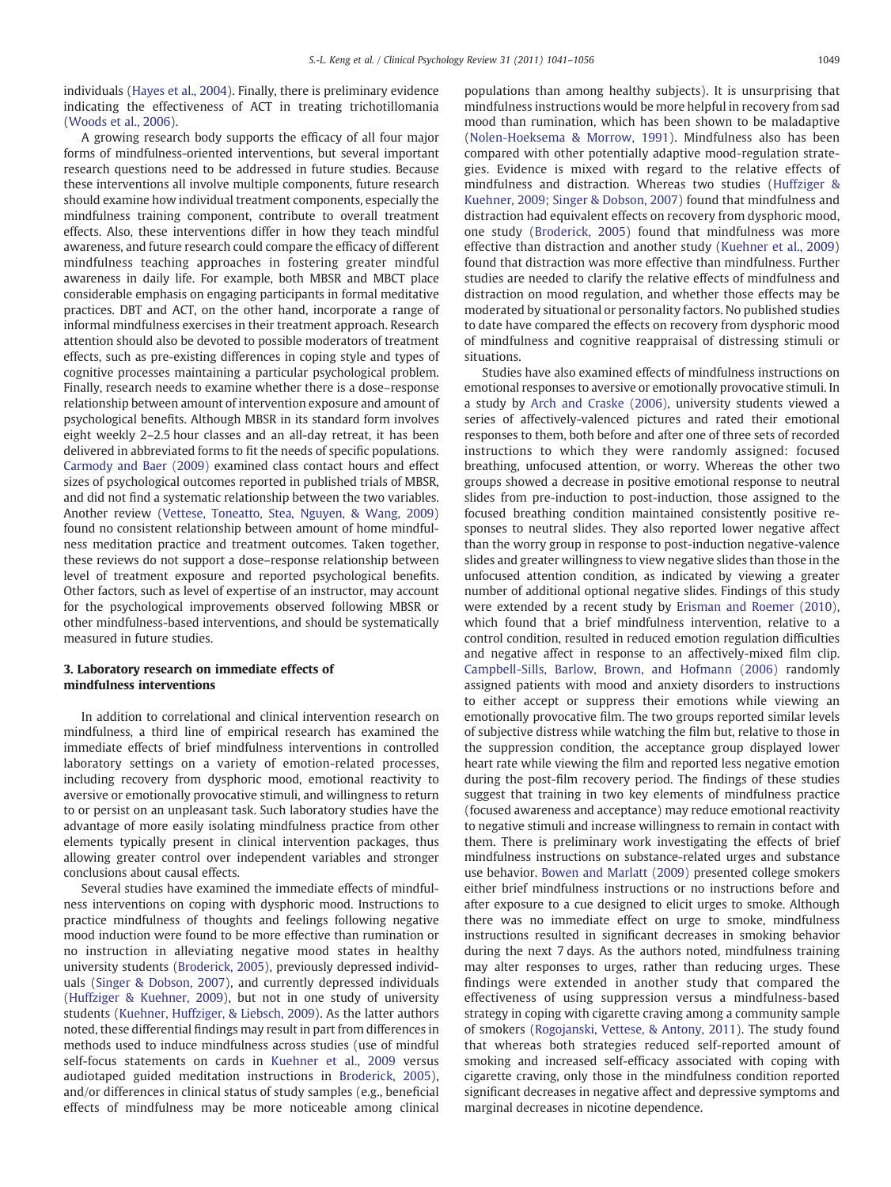individuals (Hayes et al., 2004). Finally, there is preliminary evidence indicating the effectiveness of ACT in treating trichotillomania (Woods et al., 2006).

A growing research body supports the efficacy of all four major forms of mindfulness-oriented interventions, but several important research questions need to be addressed in future studies. Because these interventions all involve multiple components, future research should examine how individual treatment components, especially the mindfulness training component, contribute to overall treatment effects. Also, these interventions differ in how they teach mindful awareness, and future research could compare the efficacy of different mindfulness teaching approaches in fostering greater mindful awareness in daily life. For example, both MBSR and MBCT place considerable emphasis on engaging participants in formal meditative practices. DBT and ACT, on the other hand, incorporate a range of informal mindfulness exercises in their treatment approach. Research attention should also be devoted to possible moderators of treatment effects, such as pre-existing differences in coping style and types of cognitive processes maintaining a particular psychological problem. Finally, research needs to examine whether there is a dose–response relationship between amount of intervention exposure and amount of psychological benefits. Although MBSR in its standard form involves eight weekly 2–2.5 hour classes and an all-day retreat, it has been delivered in abbreviated forms to fit the needs of specific populations. Carmody and Baer (2009) examined class contact hours and effect sizes of psychological outcomes reported in published trials of MBSR, and did not find a systematic relationship between the two variables. Another review (Vettese, Toneatto, Stea, Nguyen, & Wang, 2009) found no consistent relationship between amount of home mindfulness meditation practice and treatment outcomes. Taken together, these reviews do not support a dose–response relationship between level of treatment exposure and reported psychological benefits. Other factors, such as level of expertise of an instructor, may account for the psychological improvements observed following MBSR or other mindfulness-based interventions, and should be systematically measured in future studies.

## 3. Laboratory research on immediate effects of mindfulness interventions

In addition to correlational and clinical intervention research on mindfulness, a third line of empirical research has examined the immediate effects of brief mindfulness interventions in controlled laboratory settings on a variety of emotion-related processes, including recovery from dysphoric mood, emotional reactivity to aversive or emotionally provocative stimuli, and willingness to return to or persist on an unpleasant task. Such laboratory studies have the advantage of more easily isolating mindfulness practice from other elements typically present in clinical intervention packages, thus allowing greater control over independent variables and stronger conclusions about causal effects.

Several studies have examined the immediate effects of mindfulness interventions on coping with dysphoric mood. Instructions to practice mindfulness of thoughts and feelings following negative mood induction were found to be more effective than rumination or no instruction in alleviating negative mood states in healthy university students (Broderick, 2005), previously depressed individuals (Singer & Dobson, 2007), and currently depressed individuals (Huffziger & Kuehner, 2009), but not in one study of university students (Kuehner, Huffziger, & Liebsch, 2009). As the latter authors noted, these differential findings may result in part from differences in methods used to induce mindfulness across studies (use of mindful self-focus statements on cards in Kuehner et al., 2009 versus audiotaped guided meditation instructions in Broderick, 2005), and/or differences in clinical status of study samples (e.g., beneficial effects of mindfulness may be more noticeable among clinical populations than among healthy subjects). It is unsurprising that mindfulness instructions would be more helpful in recovery from sad mood than rumination, which has been shown to be maladaptive (Nolen-Hoeksema & Morrow, 1991). Mindfulness also has been compared with other potentially adaptive mood-regulation strategies. Evidence is mixed with regard to the relative effects of mindfulness and distraction. Whereas two studies (Huffziger & Kuehner, 2009; Singer & Dobson, 2007) found that mindfulness and distraction had equivalent effects on recovery from dysphoric mood, one study (Broderick, 2005) found that mindfulness was more effective than distraction and another study (Kuehner et al., 2009) found that distraction was more effective than mindfulness. Further studies are needed to clarify the relative effects of mindfulness and distraction on mood regulation, and whether those effects may be moderated by situational or personality factors. No published studies to date have compared the effects on recovery from dysphoric mood of mindfulness and cognitive reappraisal of distressing stimuli or situations.

Studies have also examined effects of mindfulness instructions on emotional responses to aversive or emotionally provocative stimuli. In a study by Arch and Craske (2006), university students viewed a series of affectively-valenced pictures and rated their emotional responses to them, both before and after one of three sets of recorded instructions to which they were randomly assigned: focused breathing, unfocused attention, or worry. Whereas the other two groups showed a decrease in positive emotional response to neutral slides from pre-induction to post-induction, those assigned to the focused breathing condition maintained consistently positive responses to neutral slides. They also reported lower negative affect than the worry group in response to post-induction negative-valence slides and greater willingness to view negative slides than those in the unfocused attention condition, as indicated by viewing a greater number of additional optional negative slides. Findings of this study were extended by a recent study by Erisman and Roemer (2010), which found that a brief mindfulness intervention, relative to a control condition, resulted in reduced emotion regulation difficulties and negative affect in response to an affectively-mixed film clip. Campbell-Sills, Barlow, Brown, and Hofmann (2006) randomly assigned patients with mood and anxiety disorders to instructions to either accept or suppress their emotions while viewing an emotionally provocative film. The two groups reported similar levels of subjective distress while watching the film but, relative to those in the suppression condition, the acceptance group displayed lower heart rate while viewing the film and reported less negative emotion during the post-film recovery period. The findings of these studies suggest that training in two key elements of mindfulness practice (focused awareness and acceptance) may reduce emotional reactivity to negative stimuli and increase willingness to remain in contact with them. There is preliminary work investigating the effects of brief mindfulness instructions on substance-related urges and substance use behavior. Bowen and Marlatt (2009) presented college smokers either brief mindfulness instructions or no instructions before and after exposure to a cue designed to elicit urges to smoke. Although there was no immediate effect on urge to smoke, mindfulness instructions resulted in significant decreases in smoking behavior during the next 7 days. As the authors noted, mindfulness training may alter responses to urges, rather than reducing urges. These findings were extended in another study that compared the effectiveness of using suppression versus a mindfulness-based strategy in coping with cigarette craving among a community sample of smokers (Rogojanski, Vettese, & Antony, 2011). The study found that whereas both strategies reduced self-reported amount of smoking and increased self-efficacy associated with coping with cigarette craving, only those in the mindfulness condition reported significant decreases in negative affect and depressive symptoms and marginal decreases in nicotine dependence.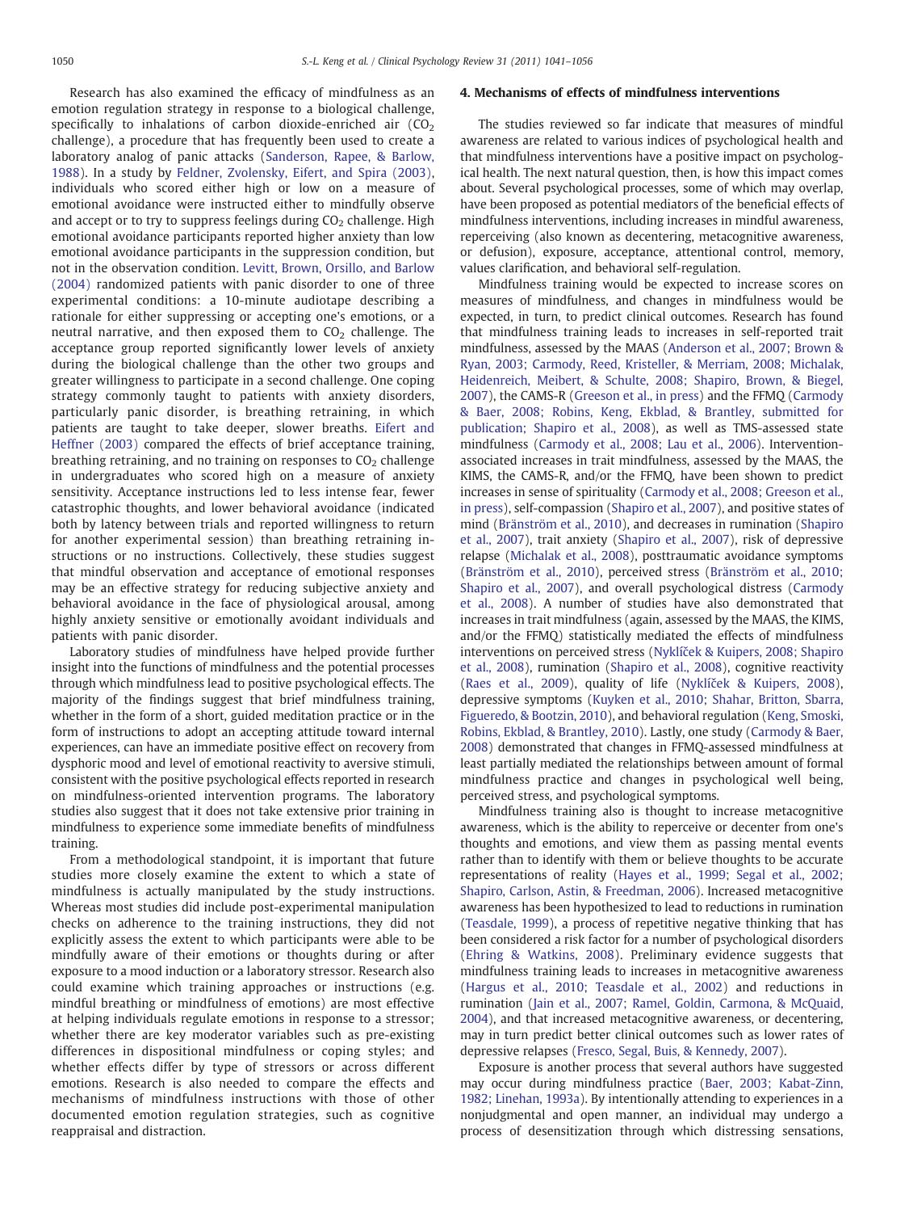Research has also examined the efficacy of mindfulness as an emotion regulation strategy in response to a biological challenge, specifically to inhalations of carbon dioxide-enriched air ($CO_2$ challenge), a procedure that has frequently been used to create a laboratory analog of panic attacks (Sanderson, Rapee, & Barlow, 1988). In a study by Feldner, Zvolensky, Eifert, and Spira (2003), individuals who scored either high or low on a measure of emotional avoidance were instructed either to mindfully observe and accept or to try to suppress feelings during $CO_2$ challenge. High emotional avoidance participants reported higher anxiety than low emotional avoidance participants in the suppression condition, but not in the observation condition. Levitt, Brown, Orsillo, and Barlow (2004) randomized patients with panic disorder to one of three experimental conditions: a 10-minute audiotape describing a rationale for either suppressing or accepting one's emotions, or a neutral narrative, and then exposed them to $CO_2$ challenge. The acceptance group reported significantly lower levels of anxiety during the biological challenge than the other two groups and greater willingness to participate in a second challenge. One coping strategy commonly taught to patients with anxiety disorders, particularly panic disorder, is breathing retraining, in which patients are taught to take deeper, slower breaths. Eifert and Heffner (2003) compared the effects of brief acceptance training, breathing retraining, and no training on responses to $CO_2$ challenge in undergraduates who scored high on a measure of anxiety sensitivity. Acceptance instructions led to less intense fear, fewer catastrophic thoughts, and lower behavioral avoidance (indicated both by latency between trials and reported willingness to return for another experimental session) than breathing retraining instructions or no instructions. Collectively, these studies suggest that mindful observation and acceptance of emotional responses may be an effective strategy for reducing subjective anxiety and behavioral avoidance in the face of physiological arousal, among highly anxiety sensitive or emotionally avoidant individuals and patients with panic disorder.

Laboratory studies of mindfulness have helped provide further insight into the functions of mindfulness and the potential processes through which mindfulness lead to positive psychological effects. The majority of the findings suggest that brief mindfulness training, whether in the form of a short, guided meditation practice or in the form of instructions to adopt an accepting attitude toward internal experiences, can have an immediate positive effect on recovery from dysphoric mood and level of emotional reactivity to aversive stimuli, consistent with the positive psychological effects reported in research on mindfulness-oriented intervention programs. The laboratory studies also suggest that it does not take extensive prior training in mindfulness to experience some immediate benefits of mindfulness training.

From a methodological standpoint, it is important that future studies more closely examine the extent to which a state of mindfulness is actually manipulated by the study instructions. Whereas most studies did include post-experimental manipulation checks on adherence to the training instructions, they did not explicitly assess the extent to which participants were able to be mindfully aware of their emotions or thoughts during or after exposure to a mood induction or a laboratory stressor. Research also could examine which training approaches or instructions (e.g. mindful breathing or mindfulness of emotions) are most effective at helping individuals regulate emotions in response to a stressor; whether there are key moderator variables such as pre-existing differences in dispositional mindfulness or coping styles; and whether effects differ by type of stressors or across different emotions. Research is also needed to compare the effects and mechanisms of mindfulness instructions with those of other documented emotion regulation strategies, such as cognitive reappraisal and distraction.

## 4. Mechanisms of effects of mindfulness interventions

The studies reviewed so far indicate that measures of mindful awareness are related to various indices of psychological health and that mindfulness interventions have a positive impact on psychological health. The next natural question, then, is how this impact comes about. Several psychological processes, some of which may overlap, have been proposed as potential mediators of the beneficial effects of mindfulness interventions, including increases in mindful awareness, reperceiving (also known as decentering, metacognitive awareness, or defusion), exposure, acceptance, attentional control, memory, values clarification, and behavioral self-regulation.

Mindfulness training would be expected to increase scores on measures of mindfulness, and changes in mindfulness would be expected, in turn, to predict clinical outcomes. Research has found that mindfulness training leads to increases in self-reported trait mindfulness, assessed by the MAAS (Anderson et al., 2007; Brown & Ryan, 2003; Carmody, Reed, Kristeller, & Merriam, 2008; Michalak, Heidenreich, Meibert, & Schulte, 2008; Shapiro, Brown, & Biegel, 2007), the CAMS-R (Greeson et al., in press) and the FFMQ (Carmody & Baer, 2008; Robins, Keng, Ekblad, & Brantley, submitted for publication; Shapiro et al., 2008), as well as TMS-assessed state mindfulness (Carmody et al., 2008; Lau et al., 2006). Intervention-associated increases in trait mindfulness, assessed by the MAAS, the KIMS, the CAMS-R, and/or the FFMQ, have been shown to predict increases in sense of spirituality (Carmody et al., 2008; Greeson et al., in press), self-compassion (Shapiro et al., 2007), and positive states of mind (Bränström et al., 2010), and decreases in rumination (Shapiro et al., 2007), trait anxiety (Shapiro et al., 2007), risk of depressive relapse (Michalak et al., 2008), posttraumatic avoidance symptoms (Bränström et al., 2010), perceived stress (Bränström et al., 2010; Shapiro et al., 2007), and overall psychological distress (Carmody et al., 2008). A number of studies have also demonstrated that increases in trait mindfulness (again, assessed by the MAAS, the KIMS, and/or the FFMQ) statistically mediated the effects of mindfulness interventions on perceived stress (Nyklíček & Kuipers, 2008; Shapiro et al., 2008), rumination (Shapiro et al., 2008), cognitive reactivity (Raes et al., 2009), quality of life (Nyklíček & Kuipers, 2008), depressive symptoms (Kuyken et al., 2010; Shahar, Britton, Sbarra, Figueredo, & Bootzin, 2010), and behavioral regulation (Keng, Smoski, Robins, Ekblad, & Brantley, 2010). Lastly, one study (Carmody & Baer, 2008) demonstrated that changes in FFMQ-assessed mindfulness at least partially mediated the relationships between amount of formal mindfulness practice and changes in psychological well being, perceived stress, and psychological symptoms.

Mindfulness training also is thought to increase metacognitive awareness, which is the ability to reperceive or decenter from one's thoughts and emotions, and view them as passing mental events rather than to identify with them or believe thoughts to be accurate representations of reality (Hayes et al., 1999; Segal et al., 2002; Shapiro, Carlson, Astin, & Freedman, 2006). Increased metacognitive awareness has been hypothesized to lead to reductions in rumination (Teasdale, 1999), a process of repetitive negative thinking that has been considered a risk factor for a number of psychological disorders (Ehring & Watkins, 2008). Preliminary evidence suggests that mindfulness training leads to increases in metacognitive awareness (Hargus et al., 2010; Teasdale et al., 2002) and reductions in rumination (Jain et al., 2007; Ramel, Goldin, Carmona, & McQuaid, 2004), and that increased metacognitive awareness, or decentering, may in turn predict better clinical outcomes such as lower rates of depressive relapses (Fresco, Segal, Buis, & Kennedy, 2007).

Exposure is another process that several authors have suggested may occur during mindfulness practice (Baer, 2003; Kabat-Zinn, 1982; Linehan, 1993a). By intentionally attending to experiences in a nonjudgmental and open manner, an individual may undergo a process of desensitization through which distressing sensations,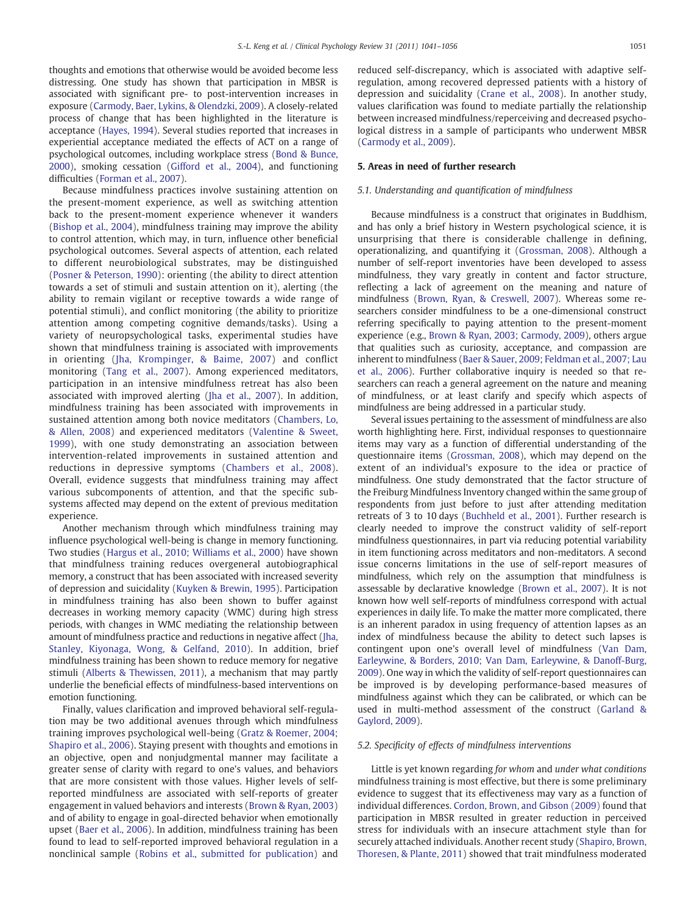thoughts and emotions that otherwise would be avoided become less distressing. One study has shown that participation in MBSR is associated with significant pre- to post-intervention increases in exposure (Carmody, Baer, Lykins, & Olendzki, 2009). A closely-related process of change that has been highlighted in the literature is acceptance (Hayes, 1994). Several studies reported that increases in experiential acceptance mediated the effects of ACT on a range of psychological outcomes, including workplace stress (Bond & Bunce, 2000), smoking cessation (Gifford et al., 2004), and functioning difficulties (Forman et al., 2007).

Because mindfulness practices involve sustaining attention on the present-moment experience, as well as switching attention back to the present-moment experience whenever it wanders (Bishop et al., 2004), mindfulness training may improve the ability to control attention, which may, in turn, influence other beneficial psychological outcomes. Several aspects of attention, each related to different neurobiological substrates, may be distinguished (Posner & Peterson, 1990): orienting (the ability to direct attention towards a set of stimuli and sustain attention on it), alerting (the ability to remain vigilant or receptive towards a wide range of potential stimuli), and conflict monitoring (the ability to prioritize attention among competing cognitive demands/tasks). Using a variety of neuropsychological tasks, experimental studies have shown that mindfulness training is associated with improvements in orienting (Jha, Krompinger, & Baime, 2007) and conflict monitoring (Tang et al., 2007). Among experienced meditators, participation in an intensive mindfulness retreat has also been associated with improved alerting (Jha et al., 2007). In addition, mindfulness training has been associated with improvements in sustained attention among both novice meditators (Chambers, Lo, & Allen, 2008) and experienced meditators (Valentine & Sweet, 1999), with one study demonstrating an association between intervention-related improvements in sustained attention and reductions in depressive symptoms (Chambers et al., 2008). Overall, evidence suggests that mindfulness training may affect various subcomponents of attention, and that the specific subsystems affected may depend on the extent of previous meditation experience.

Another mechanism through which mindfulness training may influence psychological well-being is change in memory functioning. Two studies (Hargus et al., 2010; Williams et al., 2000) have shown that mindfulness training reduces overgeneral autobiographical memory, a construct that has been associated with increased severity of depression and suicidality (Kuyken & Brewin, 1995). Participation in mindfulness training has also been shown to buffer against decreases in working memory capacity (WMC) during high stress periods, with changes in WMC mediating the relationship between amount of mindfulness practice and reductions in negative affect (Jha, Stanley, Kiyonaga, Wong, & Gelfand, 2010). In addition, brief mindfulness training has been shown to reduce memory for negative stimuli (Alberts & Thewissen, 2011), a mechanism that may partly underlie the beneficial effects of mindfulness-based interventions on emotion functioning.

Finally, values clarification and improved behavioral self-regulation may be two additional avenues through which mindfulness training improves psychological well-being (Gratz & Roemer, 2004; Shapiro et al., 2006). Staying present with thoughts and emotions in an objective, open and nonjudgmental manner may facilitate a greater sense of clarity with regard to one's values, and behaviors that are more consistent with those values. Higher levels of self-reported mindfulness are associated with self-reports of greater engagement in valued behaviors and interests (Brown & Ryan, 2003) and of ability to engage in goal-directed behavior when emotionally upset (Baer et al., 2006). In addition, mindfulness training has been found to lead to self-reported improved behavioral regulation in a nonclinical sample (Robins et al., submitted for publication) and reduced self-discrepancy, which is associated with adaptive self-regulation, among recovered depressed patients with a history of depression and suicidality (Crane et al., 2008). In another study, values clarification was found to mediate partially the relationship between increased mindfulness/reperceiving and decreased psychological distress in a sample of participants who underwent MBSR (Carmody et al., 2009).

## 5. Areas in need of further research

### 5.1. Understanding and quantification of mindfulness

Because mindfulness is a construct that originates in Buddhism, and has only a brief history in Western psychological science, it is unsurprising that there is considerable challenge in defining, operationalizing, and quantifying it (Grossman, 2008). Although a number of self-report inventories have been developed to assess mindfulness, they vary greatly in content and factor structure, reflecting a lack of agreement on the meaning and nature of mindfulness (Brown, Ryan, & Creswell, 2007). Whereas some researchers consider mindfulness to be a one-dimensional construct referring specifically to paying attention to the present-moment experience (e.g., Brown & Ryan, 2003; Carmody, 2009), others argue that qualities such as curiosity, acceptance, and compassion are inherent to mindfulness (Baer & Sauer, 2009; Feldman et al., 2007; Lau et al., 2006). Further collaborative inquiry is needed so that researchers can reach a general agreement on the nature and meaning of mindfulness, or at least clarify and specify which aspects of mindfulness are being addressed in a particular study.

Several issues pertaining to the assessment of mindfulness are also worth highlighting here. First, individual responses to questionnaire items may vary as a function of differential understanding of the questionnaire items (Grossman, 2008), which may depend on the extent of an individual's exposure to the idea or practice of mindfulness. One study demonstrated that the factor structure of the Freiburg Mindfulness Inventory changed within the same group of respondents from just before to just after attending meditation retreats of 3 to 10 days (Buchheld et al., 2001). Further research is clearly needed to improve the construct validity of self-report mindfulness questionnaires, in part via reducing potential variability in item functioning across meditators and non-meditators. A second issue concerns limitations in the use of self-report measures of mindfulness, which rely on the assumption that mindfulness is assessable by declarative knowledge (Brown et al., 2007). It is not known how well self-reports of mindfulness correspond with actual experiences in daily life. To make the matter more complicated, there is an inherent paradox in using frequency of attention lapses as an index of mindfulness because the ability to detect such lapses is contingent upon one's overall level of mindfulness (Van Dam, Earleywine, & Borders, 2010; Van Dam, Earleywine, & Danoff-Burg, 2009). One way in which the validity of self-report questionnaires can be improved is by developing performance-based measures of mindfulness against which they can be calibrated, or which can be used in multi-method assessment of the construct (Garland & Gaylord, 2009).

### 5.2. Specificity of effects of mindfulness interventions

Little is yet known regarding *for whom* and *under what conditions* mindfulness training is most effective, but there is some preliminary evidence to suggest that its effectiveness may vary as a function of individual differences. Cordon, Brown, and Gibson (2009) found that participation in MBSR resulted in greater reduction in perceived stress for individuals with an insecure attachment style than for securely attached individuals. Another recent study (Shapiro, Brown, Thoresen, & Plante, 2011) showed that trait mindfulness moderated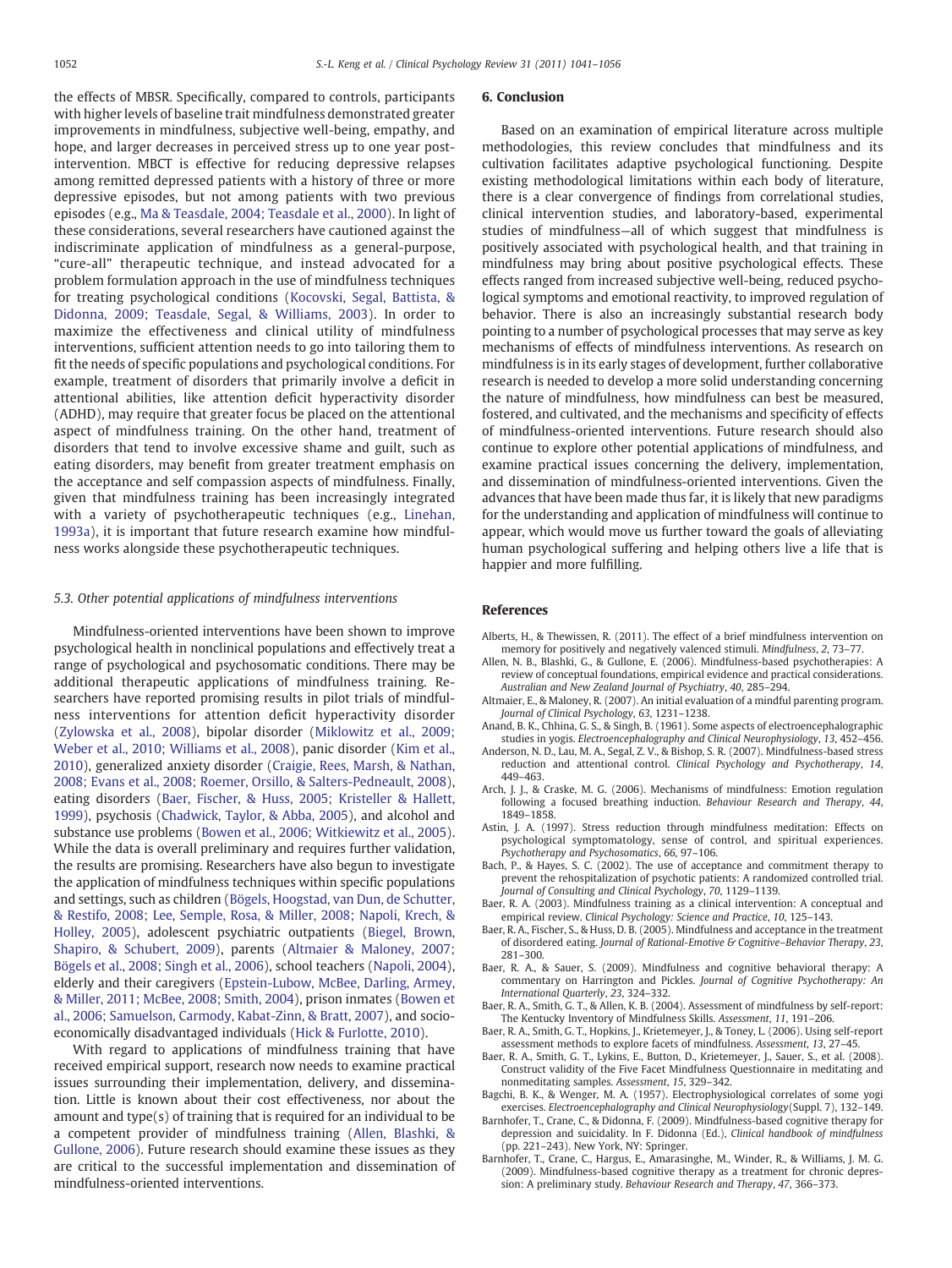the effects of MBSR. Specifically, compared to controls, participants with higher levels of baseline trait mindfulness demonstrated greater improvements in mindfulness, subjective well-being, empathy, and hope, and larger decreases in perceived stress up to one year post-intervention. MBCT is effective for reducing depressive relapses among remitted depressed patients with a history of three or more depressive episodes, but not among patients with two previous episodes (e.g., Ma & Teasdale, 2004; Teasdale et al., 2000). In light of these considerations, several researchers have cautioned against the indiscriminate application of mindfulness as a general-purpose, "cure-all" therapeutic technique, and instead advocated for a problem formulation approach in the use of mindfulness techniques for treating psychological conditions (Kocovski, Segal, Battista, & Didonna, 2009; Teasdale, Segal, & Williams, 2003). In order to maximize the effectiveness and clinical utility of mindfulness interventions, sufficient attention needs to go into tailoring them to fit the needs of specific populations and psychological conditions. For example, treatment of disorders that primarily involve a deficit in attentional abilities, like attention deficit hyperactivity disorder (ADHD), may require that greater focus be placed on the attentional aspect of mindfulness training. On the other hand, treatment of disorders that tend to involve excessive shame and guilt, such as eating disorders, may benefit from greater treatment emphasis on the acceptance and self compassion aspects of mindfulness. Finally, given that mindfulness training has been increasingly integrated with a variety of psychotherapeutic techniques (e.g., Linehan, 1993a), it is important that future research examine how mindfulness works alongside these psychotherapeutic techniques.

### 5.3. Other potential applications of mindfulness interventions

Mindfulness-oriented interventions have been shown to improve psychological health in nonclinical populations and effectively treat a range of psychological and psychosomatic conditions. There may be additional therapeutic applications of mindfulness training. Researchers have reported promising results in pilot trials of mindfulness interventions for attention deficit hyperactivity disorder (Zylowska et al., 2008), bipolar disorder (Miklowitz et al., 2009; Weber et al., 2010; Williams et al., 2008), panic disorder (Kim et al., 2010), generalized anxiety disorder (Craigie, Rees, Marsh, & Nathan, 2008; Evans et al., 2008; Roemer, Orsillo, & Salters-Pedneault, 2008), eating disorders (Baer, Fischer, & Huss, 2005; Kristeller & Hallett, 1999), psychosis (Chadwick, Taylor, & Abba, 2005), and alcohol and substance use problems (Bowen et al., 2006; Witkiewitz et al., 2005). While the data is overall preliminary and requires further validation, the results are promising. Researchers have also begun to investigate the application of mindfulness techniques within specific populations and settings, such as children (Bögels, Hoogstad, van Dun, de Schutter, & Restifo, 2008; Lee, Semple, Rosa, & Miller, 2008; Napoli, Krech, & Holley, 2005), adolescent psychiatric outpatients (Biegel, Brown, Shapiro, & Schubert, 2009), parents (Altmaier & Maloney, 2007; Bögels et al., 2008; Singh et al., 2006), school teachers (Napoli, 2004), elderly and their caregivers (Epstein-Lubow, McBee, Darling, Armey, & Miller, 2011; McBee, 2008; Smith, 2004), prison inmates (Bowen et al., 2006; Samuelson, Carmody, Kabat-Zinn, & Bratt, 2007), and socio-economically disadvantaged individuals (Hick & Furlotte, 2010).

With regard to applications of mindfulness training that have received empirical support, research now needs to examine practical issues surrounding their implementation, delivery, and dissemination. Little is known about their cost effectiveness, nor about the amount and type(s) of training that is required for an individual to be a competent provider of mindfulness training (Allen, Blashki, & Gullone, 2006). Future research should examine these issues as they are critical to the successful implementation and dissemination of mindfulness-oriented interventions.

## 6. Conclusion

Based on an examination of empirical literature across multiple methodologies, this review concludes that mindfulness and its cultivation facilitates adaptive psychological functioning. Despite existing methodological limitations within each body of literature, there is a clear convergence of findings from correlational studies, clinical intervention studies, and laboratory-based, experimental studies of mindfulness—all of which suggest that mindfulness is positively associated with psychological health, and that training in mindfulness may bring about positive psychological effects. These effects ranged from increased subjective well-being, reduced psychological symptoms and emotional reactivity, to improved regulation of behavior. There is also an increasingly substantial research body pointing to a number of psychological processes that may serve as key mechanisms of effects of mindfulness interventions. As research on mindfulness is in its early stages of development, further collaborative research is needed to develop a more solid understanding concerning the nature of mindfulness, how mindfulness can best be measured, fostered, and cultivated, and the mechanisms and specificity of effects of mindfulness-oriented interventions. Future research should also continue to explore other potential applications of mindfulness, and examine practical issues concerning the delivery, implementation, and dissemination of mindfulness-oriented interventions. Given the advances that have been made thus far, it is likely that new paradigms for the understanding and application of mindfulness will continue to appear, which would move us further toward the goals of alleviating human psychological suffering and helping others live a life that is happier and more fulfilling.

## References

Alberts, H., & Thewissen, R. (2011). The effect of a brief mindfulness intervention on memory for positively and negatively valenced stimuli. *Mindfulness*, *2*, 73–77.

Allen, N. B., Blashki, G., & Gullone, E. (2006). Mindfulness-based psychotherapies: A review of conceptual foundations, empirical evidence and practical considerations. *Australian and New Zealand Journal of Psychiatry*, *40*, 285–294.

Altmaier, E., & Maloney, R. (2007). An initial evaluation of a mindful parenting program. *Journal of Clinical Psychology*, *63*, 1231–1238.

Anand, B. K., Chhina, G. S., & Singh, B. (1961). Some aspects of electroencephalographic studies in yogis. *Electroencephalography and Clinical Neurophysiology*, *13*, 452–456.

Anderson, N. D., Lau, M. A., Segal, Z. V., & Bishop, S. R. (2007). Mindfulness-based stress reduction and attentional control. *Clinical Psychology and Psychotherapy*, *14*, 449–463.

Arch, J. J., & Craske, M. G. (2006). Mechanisms of mindfulness: Emotion regulation following a focused breathing induction. *Behaviour Research and Therapy*, *44*, 1849–1858.

Astin, J. A. (1997). Stress reduction through mindfulness meditation: Effects on psychological symptomatology, sense of control, and spiritual experiences. *Psychotherapy and Psychosomatics*, *66*, 97–106.

Bach, P., & Hayes, S. C. (2002). The use of acceptance and commitment therapy to prevent the rehospitalization of psychotic patients: A randomized controlled trial. *Journal of Consulting and Clinical Psychology*, *70*, 1129–1139.

Baer, R. A. (2003). Mindfulness training as a clinical intervention: A conceptual and empirical review. *Clinical Psychology: Science and Practice*, *10*, 125–143.

Baer, R. A., Fischer, S., & Huss, D. B. (2005). Mindfulness and acceptance in the treatment of disordered eating. *Journal of Rational-Emotive & Cognitive–Behavior Therapy*, *23*, 281–300.

Baer, R. A., & Sauer, S. (2009). Mindfulness and cognitive behavioral therapy: A commentary on Harrington and Pickles. *Journal of Cognitive Psychotherapy: An International Quarterly*, *23*, 324–332.

Baer, R. A., Smith, G. T., & Allen, K. B. (2004). Assessment of mindfulness by self-report: The Kentucky Inventory of Mindfulness Skills. *Assessment*, *11*, 191–206.

Baer, R. A., Smith, G. T., Hopkins, J., Krietemeyer, J., & Toney, L. (2006). Using self-report assessment methods to explore facets of mindfulness. *Assessment*, *13*, 27–45.

Baer, R. A., Smith, G. T., Lykins, E., Button, D., Krietemeyer, J., Sauer, S., et al. (2008). Construct validity of the Five Facet Mindfulness Questionnaire in meditating and nonmeditating samples. *Assessment*, *15*, 329–342.

Bagchi, B. K., & Wenger, M. A. (1957). Electrophysiological correlates of some yogi exercises. *Electroencephalography and Clinical Neurophysiology*(Suppl. 7), 132–149.

Barnhofer, T., Crane, C., & Didonna, F. (2009). Mindfulness-based cognitive therapy for depression and suicidality. In F. Didonna (Ed.), *Clinical handbook of mindfulness* (pp. 221–243). New York, NY: Springer.

Barnhofer, T., Crane, C., Hargus, E., Amarasinghe, M., Winder, R., & Williams, J. M. G. (2009). Mindfulness-based cognitive therapy as a treatment for chronic depression: A preliminary study. *Behaviour Research and Therapy*, *47*, 366–373.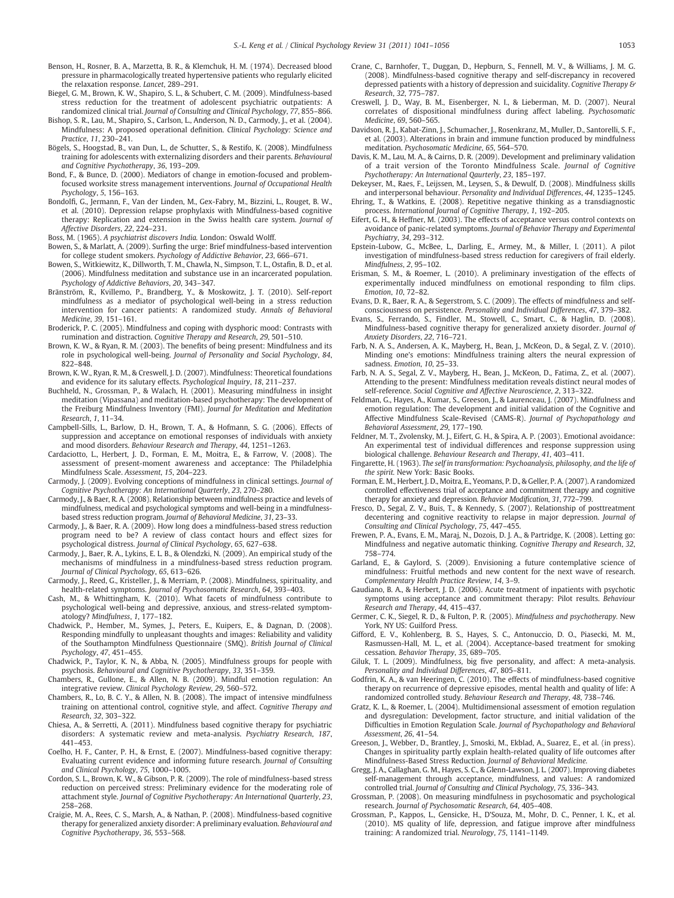Benson, H., Rosner, B. A., Marzetta, B. R., & Klemchuk, H. M. (1974). Decreased blood pressure in pharmacologically treated hypertensive patients who regularly elicited the relaxation response. *Lancet*, 289–291.

Biegel, G. M., Brown, K. W., Shapiro, S. L., & Schubert, C. M. (2009). Mindfulness-based stress reduction for the treatment of adolescent psychiatric outpatients: A randomized clinical trial. *Journal of Consulting and Clinical Psychology*, *77*, 855–866.

Bishop, S. R., Lau, M., Shapiro, S., Carlson, L., Anderson, N. D., Carmody, J., et al. (2004). Mindfulness: A proposed operational definition. *Clinical Psychology: Science and Practice*, *11*, 230–241.

Bögels, S., Hoogstad, B., van Dun, L., de Schutter, S., & Restifo, K. (2008). Mindfulness training for adolescents with externalizing disorders and their parents. *Behavioural and Cognitive Psychotherapy*, *36*, 193–209.

Bond, F., & Bunce, D. (2000). Mediators of change in emotion-focused and problem-focused worksite stress management interventions. *Journal of Occupational Health Psychology*, *5*, 156–163.

Bondolfi, G., Jermann, F., Van der Linden, M., Gex-Fabry, M., Bizzini, L., Rouget, B. W., et al. (2010). Depression relapse prophylaxis with Mindfulness-based cognitive therapy: Replication and extension in the Swiss health care system. *Journal of Affective Disorders*, *22*, 224–231.

Boss, M. (1965). *A psychiatrist discovers India.* London: Oswald Wolff.

Bowen, S., & Marlatt, A. (2009). Surfing the urge: Brief mindfulness-based intervention for college student smokers. *Psychology of Addictive Behavior*, *23*, 666–671.

Bowen, S., Witkiewitz, K., Dillworth, T. M., Chawla, N., Simpson, T. L., Ostafin, B. D., et al. (2006). Mindfulness meditation and substance use in an incarcerated population. *Psychology of Addictive Behaviors*, *20*, 343–347.

Bränström, R., Kvillemo, P., Brandberg, Y., & Moskowitz, J. T. (2010). Self-report mindfulness as a mediator of psychological well-being in a stress reduction intervention for cancer patients: A randomized study. *Annals of Behavioral Medicine*, *39*, 151–161.

Broderick, P. C. (2005). Mindfulness and coping with dysphoric mood: Contrasts with rumination and distraction. *Cognitive Therapy and Research*, *29*, 501–510.

Brown, K. W., & Ryan, R. M. (2003). The benefits of being present: Mindfulness and its role in psychological well-being. *Journal of Personality and Social Psychology*, *84*, 822–848.

Brown, K. W., Ryan, R. M., & Creswell, J. D. (2007). Mindfulness: Theoretical foundations and evidence for its salutary effects. *Psychological Inquiry*, *18*, 211–237.

Buchheld, N., Grossman, P., & Walach, H. (2001). Measuring mindfulness in insight meditation (Vipassana) and meditation-based psychotherapy: The development of the Freiburg Mindfulness Inventory (FMI). *Journal for Meditation and Meditation Research*, *1*, 11–34.

Campbell-Sills, L., Barlow, D. H., Brown, T. A., & Hofmann, S. G. (2006). Effects of suppression and acceptance on emotional responses of individuals with anxiety and mood disorders. *Behaviour Research and Therapy*, *44*, 1251–1263.

Cardaciotto, L., Herbert, J. D., Forman, E. M., Moitra, E., & Farrow, V. (2008). The assessment of present-moment awareness and acceptance: The Philadelphia Mindfulness Scale. *Assessment*, *15*, 204–223.

Carmody, J. (2009). Evolving conceptions of mindfulness in clinical settings. *Journal of Cognitive Psychotherapy: An International Quarterly*, *23*, 270–280.

Carmody, J., & Baer, R. A. (2008). Relationship between mindfulness practice and levels of mindfulness, medical and psychological symptoms and well-being in a mindfulness-based stress reduction program. *Journal of Behavioral Medicine*, *31*, 23–33.

Carmody, J., & Baer, R. A. (2009). How long does a mindfulness-based stress reduction program need to be? A review of class contact hours and effect sizes for psychological distress. *Journal of Clinical Psychology*, *65*, 627–638.

Carmody, J., Baer, R. A., Lykins, E. L. B., & Olendzki, N. (2009). An empirical study of the mechanisms of mindfulness in a mindfulness-based stress reduction program. *Journal of Clinical Psychology*, *65*, 613–626.

Carmody, J., Reed, G., Kristeller, J., & Merriam, P. (2008). Mindfulness, spirituality, and health-related symptoms. *Journal of Psychosomatic Research*, *64*, 393–403.

Cash, M., & Whittingham, K. (2010). What facets of mindfulness contribute to psychological well-being and depressive, anxious, and stress-related symptomatology? *Mindfulness*, *1*, 177–182.

Chadwick, P., Hember, M., Symes, J., Peters, E., Kuipers, E., & Dagnan, D. (2008). Responding mindfully to unpleasant thoughts and images: Reliability and validity of the Southampton Mindfulness Questionnaire (SMQ). *British Journal of Clinical Psychology*, *47*, 451–455.

Chadwick, P., Taylor, K. N., & Abba, N. (2005). Mindfulness groups for people with psychosis. *Behavioural and Cognitive Psychotherapy*, *33*, 351–359.

Chambers, R., Gullone, E., & Allen, N. B. (2009). Mindful emotion regulation: An integrative review. *Clinical Psychology Review*, *29*, 560–572.

Chambers, R., Lo, B. C. Y., & Allen, N. B. (2008). The impact of intensive mindfulness training on attentional control, cognitive style, and affect. *Cognitive Therapy and Research*, *32*, 303–322.

Chiesa, A., & Serretti, A. (2011). Mindfulness based cognitive therapy for psychiatric disorders: A systematic review and meta-analysis. *Psychiatry Research*, *187*, 441–453.

Coelho, H. F., Canter, P. H., & Ernst, E. (2007). Mindfulness-based cognitive therapy: Evaluating current evidence and informing future research. *Journal of Consulting and Clinical Psychology*, *75*, 1000–1005.

Cordon, S. L., Brown, K. W., & Gibson, P. R. (2009). The role of mindfulness-based stress reduction on perceived stress: Preliminary evidence for the moderating role of attachment style. *Journal of Cognitive Psychotherapy: An International Quarterly*, *23*, 258–268.

Craigie, M. A., Rees, C. S., Marsh, A., & Nathan, P. (2008). Mindfulness-based cognitive therapy for generalized anxiety disorder: A preliminary evaluation. *Behavioural and Cognitive Psychotherapy*, *36*, 553–568.

Crane, C., Barnhofer, T., Duggan, D., Hepburn, S., Fennell, M. V., & Williams, J. M. G. (2008). Mindfulness-based cognitive therapy and self-discrepancy in recovered depressed patients with a history of depression and suicidality. *Cognitive Therapy & Research*, *32*, 775–787.

Creswell, J. D., Way, B. M., Eisenberger, N. I., & Lieberman, M. D. (2007). Neural correlates of dispositional mindfulness during affect labeling. *Psychosomatic Medicine*, *69*, 560–565.

Davidson, R. J., Kabat-Zinn, J., Schumacher, J., Rosenkranz, M., Muller, D., Santorelli, S. F., et al. (2003). Alterations in brain and immune function produced by mindfulness meditation. *Psychosomatic Medicine*, *65*, 564–570.

Davis, K. M., Lau, M. A., & Cairns, D. R. (2009). Development and preliminary validation of a trait version of the Toronto Mindfulness Scale. *Journal of Cognitive Psychotherapy: An International Qaurterly*, *23*, 185–197.

Dekeyser, M., Raes, F., Leijssen, M., Leysen, S., & Dewulf, D. (2008). Mindfulness skills and interpersonal behaviour. *Personality and Individual Differences*, *44*, 1235–1245.

Ehring, T., & Watkins, E. (2008). Repetitive negative thinking as a transdiagnostic process. *International Journal of Cognitive Therapy*, *1*, 192–205.

Eifert, G. H., & Heffner, M. (2003). The effects of acceptance versus control contexts on avoidance of panic-related symptoms. *Journal of Behavior Therapy and Experimental Psychiatry*, *34*, 293–312.

Epstein-Lubow, G., McBee, L., Darling, E., Armey, M., & Miller, I. (2011). A pilot investigation of mindfulness-based stress reduction for caregivers of frail elderly. *Mindfulness*, *2*, 95–102.

Erisman, S. M., & Roemer, L. (2010). A preliminary investigation of the effects of experimentally induced mindfulness on emotional responding to film clips. *Emotion*, *10*, 72–82.

Evans, D. R., Baer, R. A., & Segerstrom, S. C. (2009). The effects of mindfulness and self-consciousness on persistence. *Personality and Individual Differences*, *47*, 379–382.

Evans, S., Ferrando, S., Findler, M., Stowell, C., Smart, C., & Haglin, D. (2008). Mindfulness-based cognitive therapy for generalized anxiety disorder. *Journal of Anxiety Disorders*, *22*, 716–721.

Farb, N. A. S., Andersen, A. K., Mayberg, H., Bean, J., McKeon, D., & Segal, Z. V. (2010). Minding one's emotions: Mindfulness training alters the neural expression of sadness. *Emotion*, *10*, 25–33.

Farb, N. A. S., Segal, Z. V., Mayberg, H., Bean, J., McKeon, D., Fatima, Z., et al. (2007). Attending to the present: Mindfulness meditation reveals distinct neural modes of self-reference. *Social Cognitive and Affective Neuroscience*, *2*, 313–322.

Feldman, G., Hayes, A., Kumar, S., Greeson, J., & Laurenceau, J. (2007). Mindfulness and emotion regulation: The development and initial validation of the Cognitive and Affective Mindfulness Scale-Revised (CAMS-R). *Journal of Psychopathology and Behavioral Assessment*, *29*, 177–190.

Feldner, M. T., Zvolensky, M. J., Eifert, G. H., & Spira, A. P. (2003). Emotional avoidance: An experimental test of individual differences and response suppression using biological challenge. *Behavior Research and Therapy*, *41*, 403–411.

Fingarette, H. (1963). *The self in transformation: Psychoanalysis, philosophy, and the life of the spirit.* New York: Basic Books.

Forman, E. M., Herbert, J. D., Moitra, E., Yeomans, P. D., & Geller, P. A. (2007). A randomized controlled effectiveness trial of acceptance and commitment therapy and cognitive therapy for anxiety and depression. *Behavior Modification*, *31*, 772–799.

Fresco, D., Segal, Z. V., Buis, T., & Kennedy, S. (2007). Relationship of posttreatment decentering and cognitive reactivity to relapse in major depression. *Journal of Consulting and Clinical Psychology*, *75*, 447–455.

Frewen, P. A., Evans, E. M., Maraj, N., Dozois, D. J. A., & Partridge, K. (2008). Letting go: Mindfulness and negative automatic thinking. *Cognitive Therapy and Research*, *32*, 758–774.

Garland, E., & Gaylord, S. (2009). Envisioning a future contemplative science of mindfulness: Fruitful methods and new content for the next wave of research. *Complementary Health Practice Review*, *14*, 3–9.

Gaudiano, B. A., & Herbert, J. D. (2006). Acute treatment of inpatients with psychotic symptoms using acceptance and commitment therapy: Pilot results. *Behaviour Research and Therapy*, *44*, 415–437.

Germer, C. K., Siegel, R. D., & Fulton, P. R. (2005). *Mindfulness and psychotherapy.* New York, NY US: Guilford Press.

Gifford, E. V., Kohlenberg, B. S., Hayes, S. C., Antonuccio, D. O., Piasecki, M. M., Rasmussen-Hall, M. L., et al. (2004). Acceptance-based treatment for smoking cessation. *Behavior Therapy*, *35*, 689–705.

Giluk, T. L. (2009). Mindfulness, big five personality, and affect: A meta-analysis. *Personality and Individual Differences*, *47*, 805–811.

Godfrin, K. A., & van Heeringen, C. (2010). The effects of mindfulness-based cognitive therapy on recurrence of depressive episodes, mental health and quality of life: A randomized controlled study. *Behaviour Research and Therapy*, *48*, 738–746.

Gratz, K. L., & Roemer, L. (2004). Multidimensional assessment of emotion regulation and dysregulation: Development, factor structure, and initial validation of the Difficulties in Emotion Regulation Scale. *Journal of Psychopathology and Behavioral Assessment*, *26*, 41–54.

Greeson, J., Webber, D., Brantley, J., Smoski, M., Ekblad, A., Suarez, E., et al. (in press). Changes in spirituality partly explain health-related quality of life outcomes after Mindfulness-Based Stress Reduction. *Journal of Behavioral Medicine.*

Gregg, J. A., Callaghan, G. M., Hayes, S. C., & Glenn-Lawson, J. L. (2007). Improving diabetes self-management through acceptance, mindfulness, and values: A randomized controlled trial. *Journal of Consulting and Clinical Psychology*, *75*, 336–343.

Grossman, P. (2008). On measuring mindfulness in psychosomatic and psychological research. *Journal of Psychosomatic Research*, *64*, 405–408.

Grossman, P., Kappos, L., Gensicke, H., D'Souza, M., Mohr, D. C., Penner, I. K., et al. (2010). MS quality of life, depression, and fatigue improve after mindfulness training: A randomized trial. *Neurology*, *75*, 1141–1149.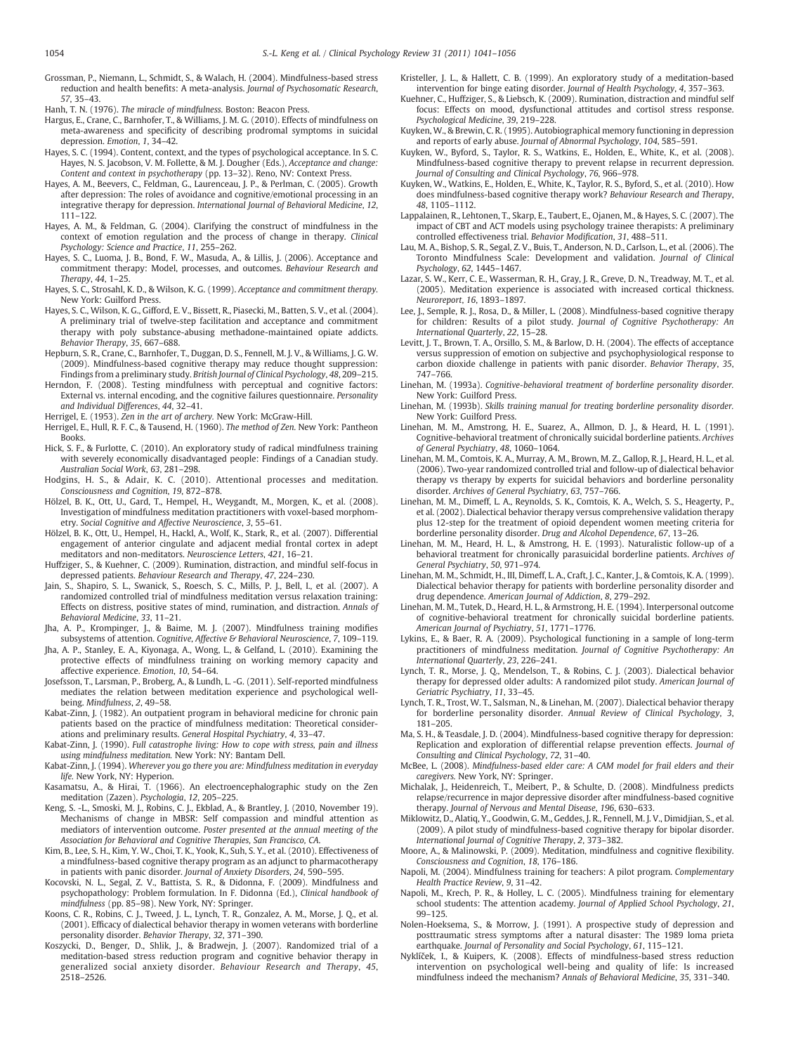Grossman, P., Niemann, L., Schmidt, S., & Walach, H. (2004). Mindfulness-based stress reduction and health benefits: A meta-analysis. *Journal of Psychosomatic Research*, *57*, 35–43.

Hanh, T. N. (1976). *The miracle of mindfulness.* Boston: Beacon Press.

Hargus, E., Crane, C., Barnhofer, T., & Williams, J. M. G. (2010). Effects of mindfulness on meta-awareness and specificity of describing prodromal symptoms in suicidal depression. *Emotion*, *1*, 34–42.

Hayes, S. C. (1994). Content, context, and the types of psychological acceptance. In S. C. Hayes, N. S. Jacobson, V. M. Follette, & M. J. Dougher (Eds.), *Acceptance and change: Content and context in psychotherapy* (pp. 13–32). Reno, NV: Context Press.

Hayes, A. M., Beevers, C., Feldman, G., Laurenceau, J. P., & Perlman, C. (2005). Growth after depression: The roles of avoidance and cognitive/emotional processing in an integrative therapy for depression. *International Journal of Behavioral Medicine*, *12*, 111–122.

Hayes, A. M., & Feldman, G. (2004). Clarifying the construct of mindfulness in the context of emotion regulation and the process of change in therapy. *Clinical Psychology: Science and Practice*, *11*, 255–262.

Hayes, S. C., Luoma, J. B., Bond, F. W., Masuda, A., & Lillis, J. (2006). Acceptance and commitment therapy: Model, processes, and outcomes. *Behaviour Research and Therapy*, *44*, 1–25.

Hayes, S. C., Strosahl, K. D., & Wilson, K. G. (1999). *Acceptance and commitment therapy.* New York: Guilford Press.

Hayes, S. C., Wilson, K. G., Gifford, E. V., Bissett, R., Piasecki, M., Batten, S. V., et al. (2004). A preliminary trial of twelve-step facilitation and acceptance and commitment therapy with poly substance-abusing methadone-maintained opiate addicts. *Behavior Therapy*, *35*, 667–688.

Hepburn, S. R., Crane, C., Barnhofer, T., Duggan, D. S., Fennell, M. J. V., & Williams, J. G. W. (2009). Mindfulness-based cognitive therapy may reduce thought suppression: Findings from a preliminary study. *British Journal of Clinical Psychology*, *48*, 209–215.

Herndon, F. (2008). Testing mindfulness with perceptual and cognitive factors: External vs. internal encoding, and the cognitive failures questionnaire. *Personality and Individual Differences*, *44*, 32–41.

Herrigel, E. (1953). *Zen in the art of archery.* New York: McGraw-Hill.

Herrigel, E., Hull, R. F. C., & Tausend, H. (1960). *The method of Zen.* New York: Pantheon Books.

Hick, S. F., & Furlotte, C. (2010). An exploratory study of radical mindfulness training with severely economically disadvantaged people: Findings of a Canadian study. *Australian Social Work*, *63*, 281–298.

Hodgins, H. S., & Adair, K. C. (2010). Attentional processes and meditation. *Consciousness and Cognition*, *19*, 872–878.

Hölzel, B. K., Ott, U., Gard, T., Hempel, H., Weygandt, M., Morgen, K., et al. (2008). Investigation of mindfulness meditation practitioners with voxel-based morphometry. *Social Cognitive and Affective Neuroscience*, *3*, 55–61.

Hölzel, B. K., Ott, U., Hempel, H., Hackl, A., Wolf, K., Stark, R., et al. (2007). Differential engagement of anterior cingulate and adjacent medial frontal cortex in adept meditators and non-meditators. *Neuroscience Letters*, *421*, 16–21.

Huffziger, S., & Kuehner, C. (2009). Rumination, distraction, and mindful self-focus in depressed patients. *Behaviour Research and Therapy*, *47*, 224–230.

Jain, S., Shapiro, S. L., Swanick, S., Roesch, S. C., Mills, P. J., Bell, I., et al. (2007). A randomized controlled trial of mindfulness meditation versus relaxation training: Effects on distress, positive states of mind, rumination, and distraction. *Annals of Behavioral Medicine*, *33*, 11–21.

Jha, A. P., Krompinger, J., & Baime, M. J. (2007). Mindfulness training modifies subsystems of attention. *Cognitive, Affective & Behavioral Neuroscience*, *7*, 109–119.

Jha, A. P., Stanley, E. A., Kiyonaga, A., Wong, L., & Gelfand, L. (2010). Examining the protective effects of mindfulness training on working memory capacity and affective experience. *Emotion*, *10*, 54–64.

Josefsson, T., Larsman, P., Broberg, A., & Lundh, L. -G. (2011). Self-reported mindfulness mediates the relation between meditation experience and psychological well-being. *Mindfulness*, *2*, 49–58.

Kabat-Zinn, J. (1982). An outpatient program in behavioral medicine for chronic pain patients based on the practice of mindfulness meditation: Theoretical considerations and preliminary results. *General Hospital Psychiatry*, *4*, 33–47.

Kabat-Zinn, J. (1990). *Full catastrophe living: How to cope with stress, pain and illness using mindfulness meditation.* New York: NY: Bantam Dell.

Kabat-Zinn, J. (1994). *Wherever you go there you are: Mindfulness meditation in everyday life.* New York, NY: Hyperion.

Kasamatsu, A., & Hirai, T. (1966). An electroencephalographic study on the Zen meditation (Zazen). *Psychologia*, *12*, 205–225.

Keng, S. -L., Smoski, M. J., Robins, C. J., Ekblad, A., & Brantley, J. (2010, November 19). Mechanisms of change in MBSR: Self compassion and mindful attention as mediators of intervention outcome. *Poster presented at the annual meeting of the Association for Behavioral and Cognitive Therapies, San Francisco, CA.*

Kim, B., Lee, S. H., Kim, Y. W., Choi, T. K., Yook, K., Suh, S. Y., et al. (2010). Effectiveness of a mindfulness-based cognitive therapy program as an adjunct to pharmacotherapy in patients with panic disorder. *Journal of Anxiety Disorders*, *24*, 590–595.

Kocovski, N. L., Segal, Z. V., Battista, S. R., & Didonna, F. (2009). Mindfulness and psychopathology: Problem formulation. In F. Didonna (Ed.), *Clinical handbook of mindfulness* (pp. 85–98). New York, NY: Springer.

Koons, C. R., Robins, C. J., Tweed, J. L., Lynch, T. R., Gonzalez, A. M., Morse, J. Q., et al. (2001). Efficacy of dialectical behavior therapy in women veterans with borderline personality disorder. *Behavior Therapy*, *32*, 371–390.

Koszycki, D., Benger, D., Shlik, J., & Bradwejn, J. (2007). Randomized trial of a meditation-based stress reduction program and cognitive behavior therapy in generalized social anxiety disorder. *Behaviour Research and Therapy*, *45*, 2518–2526.

Kristeller, J. L., & Hallett, C. B. (1999). An exploratory study of a meditation-based intervention for binge eating disorder. *Journal of Health Psychology*, *4*, 357–363.

Kuehner, C., Huffziger, S., & Liebsch, K. (2009). Rumination, distraction and mindful self focus: Effects on mood, dysfunctional attitudes and cortisol stress response. *Psychological Medicine*, *39*, 219–228.

Kuyken, W., & Brewin, C. R. (1995). Autobiographical memory functioning in depression and reports of early abuse. *Journal of Abnormal Psychology*, *104*, 585–591.

Kuyken, W., Byford, S., Taylor, R. S., Watkins, E., Holden, E., White, K., et al. (2008). Mindfulness-based cognitive therapy to prevent relapse in recurrent depression. *Journal of Consulting and Clinical Psychology*, *76*, 966–978.

Kuyken, W., Watkins, E., Holden, E., White, K., Taylor, R. S., Byford, S., et al. (2010). How does mindfulness-based cognitive therapy work? *Behaviour Research and Therapy*, *48*, 1105–1112.

Lappalainen, R., Lehtonen, T., Skarp, E., Taubert, E., Ojanen, M., & Hayes, S. C. (2007). The impact of CBT and ACT models using psychology trainee therapists: A preliminary controlled effectiveness trial. *Behavior Modification*, *31*, 488–511.

Lau, M. A., Bishop, S. R., Segal, Z. V., Buis, T., Anderson, N. D., Carlson, L., et al. (2006). The Toronto Mindfulness Scale: Development and validation. *Journal of Clinical Psychology*, *62*, 1445–1467.

Lazar, S. W., Kerr, C. E., Wasserman, R. H., Gray, J. R., Greve, D. N., Treadway, M. T., et al. (2005). Meditation experience is associated with increased cortical thickness. *Neuroreport*, *16*, 1893–1897.

Lee, J., Semple, R. J., Rosa, D., & Miller, L. (2008). Mindfulness-based cognitive therapy for children: Results of a pilot study. *Journal of Cognitive Psychotherapy: An International Quarterly*, *22*, 15–28.

Levitt, J. T., Brown, T. A., Orsillo, S. M., & Barlow, D. H. (2004). The effects of acceptance versus suppression of emotion on subjective and psychophysiological response to carbon dioxide challenge in patients with panic disorder. *Behavior Therapy*, *35*, 747–766.

Linehan, M. (1993a). *Cognitive-behavioral treatment of borderline personality disorder.* New York: Guilford Press.

Linehan, M. (1993b). *Skills training manual for treating borderline personality disorder.* New York: Guilford Press.

Linehan, M. M., Amstrong, H. E., Suarez, A., Allmon, D. J., & Heard, H. L. (1991). Cognitive-behavioral treatment of chronically suicidal borderline patients. *Archives of General Psychiatry*, *48*, 1060–1064.

Linehan, M. M., Comtois, K. A., Murray, A. M., Brown, M. Z., Gallop, R. J., Heard, H. L., et al. (2006). Two-year randomized controlled trial and follow-up of dialectical behavior therapy vs therapy by experts for suicidal behaviors and borderline personality disorder. *Archives of General Psychiatry*, *63*, 757–766.

Linehan, M. M., Dimeff, L. A., Reynolds, S. K., Comtois, K. A., Welch, S. S., Heagerty, P., et al. (2002). Dialectical behavior therapy versus comprehensive validation therapy plus 12-step for the treatment of opioid dependent women meeting criteria for borderline personality disorder. *Drug and Alcohol Dependence*, *67*, 13–26.

Linehan, M. M., Heard, H. L., & Amstrong, H. E. (1993). Naturalistic follow-up of a behavioral treatment for chronically parasuicidal borderline patients. *Archives of General Psychiatry*, *50*, 971–974.

Linehan, M. M., Schmidt, H., III, Dimeff, L. A., Craft, J. C., Kanter, J., & Comtois, K. A. (1999). Dialectical behavior therapy for patients with borderline personality disorder and drug dependence. *American Journal of Addiction*, *8*, 279–292.

Linehan, M. M., Tutek, D., Heard, H. L., & Armstrong, H. E. (1994). Interpersonal outcome of cognitive-behavioral treatment for chronically suicidal borderline patients. *American Journal of Psychiatry*, *51*, 1771–1776.

Lykins, E., & Baer, R. A. (2009). Psychological functioning in a sample of long-term practitioners of mindfulness meditation. *Journal of Cognitive Psychotherapy: An International Quarterly*, *23*, 226–241.

Lynch, T. R., Morse, J. Q., Mendelson, T., & Robins, C. J. (2003). Dialectical behavior therapy for depressed older adults: A randomized pilot study. *American Journal of Geriatric Psychiatry*, *11*, 33–45.

Lynch, T. R., Trost, W. T., Salsman, N., & Linehan, M. (2007). Dialectical behavior therapy for borderline personality disorder. *Annual Review of Clinical Psychology*, *3*, 181–205.

Ma, S. H., & Teasdale, J. D. (2004). Mindfulness-based cognitive therapy for depression: Replication and exploration of differential relapse prevention effects. *Journal of Consulting and Clinical Psychology*, *72*, 31–40.

McBee, L. (2008). *Mindfulness-based elder care: A CAM model for frail elders and their caregivers.* New York, NY: Springer.

Michalak, J., Heidenreich, T., Meibert, P., & Schulte, D. (2008). Mindfulness predicts relapse/recurrence in major depressive disorder after mindfulness-based cognitive therapy. *Journal of Nervous and Mental Disease*, *196*, 630–633.

Miklowitz, D., Alatiq, Y., Goodwin, G. M., Geddes, J. R., Fennell, M. J. V., Dimidjian, S., et al. (2009). A pilot study of mindfulness-based cognitive therapy for bipolar disorder. *International Journal of Cognitive Therapy*, *2*, 373–382.

Moore, A., & Malinowski, P. (2009). Meditation, mindfulness and cognitive flexibility. *Consciousness and Cognition*, *18*, 176–186.

Napoli, M. (2004). Mindfulness training for teachers: A pilot program. *Complementary Health Practice Review*, *9*, 31–42.

Napoli, M., Krech, P. R., & Holley, L. C. (2005). Mindfulness training for elementary school students: The attention academy. *Journal of Applied School Psychology*, *21*, 99–125.

Nolen-Hoeksema, S., & Morrow, J. (1991). A prospective study of depression and posttraumatic stress symptoms after a natural disaster: The 1989 loma prieta earthquake. *Journal of Personality and Social Psychology*, *61*, 115–121.

Nyklíček, I., & Kuipers, K. (2008). Effects of mindfulness-based stress reduction intervention on psychological well-being and quality of life: Is increased mindfulness indeed the mechanism? *Annals of Behavioral Medicine*, *35*, 331–340.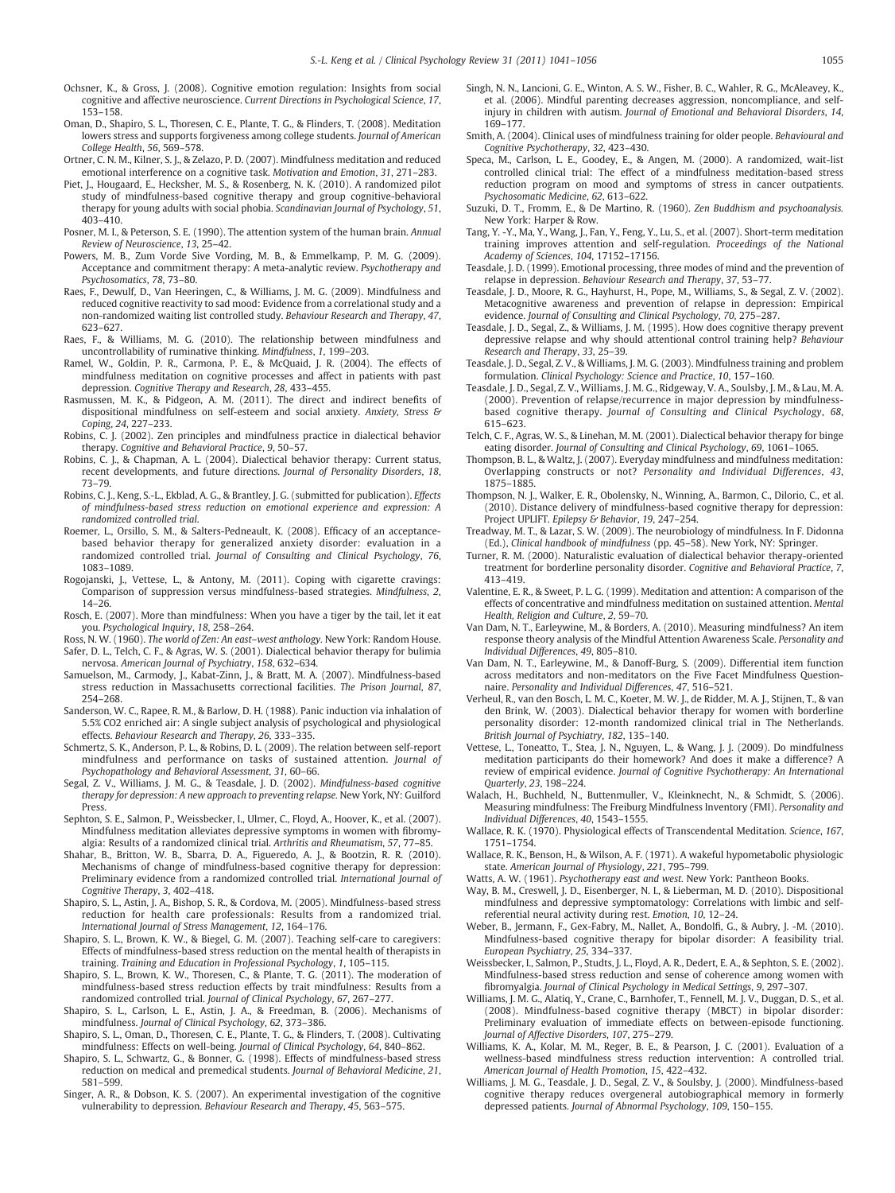Ochsner, K., & Gross, J. (2008). Cognitive emotion regulation: Insights from social cognitive and affective neuroscience. *Current Directions in Psychological Science*, *17*, 153–158.

Oman, D., Shapiro, S. L., Thoresen, C. E., Plante, T. G., & Flinders, T. (2008). Meditation lowers stress and supports forgiveness among college students. *Journal of American College Health*, *56*, 569–578.

Ortner, C. N. M., Kilner, S. J., & Zelazo, P. D. (2007). Mindfulness meditation and reduced emotional interference on a cognitive task. *Motivation and Emotion*, *31*, 271–283.

Piet, J., Hougaard, E., Hecksher, M. S., & Rosenberg, N. K. (2010). A randomized pilot study of mindfulness-based cognitive therapy and group cognitive-behavioral therapy for young adults with social phobia. *Scandinavian Journal of Psychology*, *51*, 403–410.

Posner, M. I., & Peterson, S. E. (1990). The attention system of the human brain. *Annual Review of Neuroscience*, *13*, 25–42.

Powers, M. B., Zum Vorde Sive Vording, M. B., & Emmelkamp, P. M. G. (2009). Acceptance and commitment therapy: A meta-analytic review. *Psychotherapy and Psychosomatics*, *78*, 73–80.

Raes, F., Dewulf, D., Van Heeringen, C., & Williams, J. M. G. (2009). Mindfulness and reduced cognitive reactivity to sad mood: Evidence from a correlational study and a non-randomized waiting list controlled study. *Behaviour Research and Therapy*, *47*, 623–627.

Raes, F., & Williams, M. G. (2010). The relationship between mindfulness and uncontrollability of ruminative thinking. *Mindfulness*, *1*, 199–203.

Ramel, W., Goldin, P. R., Carmona, P. E., & McQuaid, J. R. (2004). The effects of mindfulness meditation on cognitive processes and affect in patients with past depression. *Cognitive Therapy and Research*, *28*, 433–455.

Rasmussen, M. K., & Pidgeon, A. M. (2011). The direct and indirect benefits of dispositional mindfulness on self-esteem and social anxiety. *Anxiety, Stress & Coping*, *24*, 227–233.

Robins, C. J. (2002). Zen principles and mindfulness practice in dialectical behavior therapy. *Cognitive and Behavioral Practice*, *9*, 50–57.

Robins, C. J., & Chapman, A. L. (2004). Dialectical behavior therapy: Current status, recent developments, and future directions. *Journal of Personality Disorders*, *18*, 73–79.

Robins, C. J., Keng, S.-L., Ekblad, A. G., & Brantley, J. G. (submitted for publication). *Effects of mindfulness-based stress reduction on emotional experience and expression: A randomized controlled trial*.

Roemer, L., Orsillo, S. M., & Salters-Pedneault, K. (2008). Efficacy of an acceptance-based behavior therapy for generalized anxiety disorder: evaluation in a randomized controlled trial. *Journal of Consulting and Clinical Psychology*, *76*, 1083–1089.

Rogojanski, J., Vettese, L., & Antony, M. (2011). Coping with cigarette cravings: Comparison of suppression versus mindfulness-based strategies. *Mindfulness*, *2*, 14–26.

Rosch, E. (2007). More than mindfulness: When you have a tiger by the tail, let it eat you. *Psychological Inquiry*, *18*, 258–264.

Ross, N. W. (1960). *The world of Zen: An east–west anthology*. New York: Random House.

Safer, D. L., Telch, C. F., & Agras, W. S. (2001). Dialectical behavior therapy for bulimia nervosa. *American Journal of Psychiatry*, *158*, 632–634.

Samuelson, M., Carmody, J., Kabat-Zinn, J., & Bratt, M. A. (2007). Mindfulness-based stress reduction in Massachusetts correctional facilities. *The Prison Journal*, *87*, 254–268.

Sanderson, W. C., Rapee, R. M., & Barlow, D. H. (1988). Panic induction via inhalation of 5.5% CO2 enriched air: A single subject analysis of psychological and physiological effects. *Behaviour Research and Therapy*, *26*, 333–335.

Schmertz, S. K., Anderson, P. L., & Robins, D. L. (2009). The relation between self-report mindfulness and performance on tasks of sustained attention. *Journal of Psychopathology and Behavioral Assessment*, *31*, 60–66.

Segal, Z. V., Williams, J. M. G., & Teasdale, J. D. (2002). *Mindfulness-based cognitive therapy for depression: A new approach to preventing relapse*. New York, NY: Guilford Press.

Sephton, S. E., Salmon, P., Weissbecker, I., Ulmer, C., Floyd, A., Hoover, K., et al. (2007). Mindfulness meditation alleviates depressive symptoms in women with fibromyalgia: Results of a randomized clinical trial. *Arthritis and Rheumatism*, *57*, 77–85.

Shahar, B., Britton, W. B., Sbarra, D. A., Figueredo, A. J., & Bootzin, R. R. (2010). Mechanisms of change of mindfulness-based cognitive therapy for depression: Preliminary evidence from a randomized controlled trial. *International Journal of Cognitive Therapy*, *3*, 402–418.

Shapiro, S. L., Astin, J. A., Bishop, S. R., & Cordova, M. (2005). Mindfulness-based stress reduction for health care professionals: Results from a randomized trial. *International Journal of Stress Management*, *12*, 164–176.

Shapiro, S. L., Brown, K. W., & Biegel, G. M. (2007). Teaching self-care to caregivers: Effects of mindfulness-based stress reduction on the mental health of therapists in training. *Training and Education in Professional Psychology*, *1*, 105–115.

Shapiro, S. L., Brown, K. W., Thoresen, C., & Plante, T. G. (2011). The moderation of mindfulness-based stress reduction effects by trait mindfulness: Results from a randomized controlled trial. *Journal of Clinical Psychology*, *67*, 267–277.

Shapiro, S. L., Carlson, L. E., Astin, J. A., & Freedman, B. (2006). Mechanisms of mindfulness. *Journal of Clinical Psychology*, *62*, 373–386.

Shapiro, S. L., Oman, D., Thoresen, C. E., Plante, T. G., & Flinders, T. (2008). Cultivating mindfulness: Effects on well-being. *Journal of Clinical Psychology*, *64*, 840–862.

Shapiro, S. L., Schwartz, G., & Bonner, G. (1998). Effects of mindfulness-based stress reduction on medical and premedical students. *Journal of Behavioral Medicine*, *21*, 581–599.

Singer, A. R., & Dobson, K. S. (2007). An experimental investigation of the cognitive vulnerability to depression. *Behaviour Research and Therapy*, *45*, 563–575.

Singh, N. N., Lancioni, G. E., Winton, A. S. W., Fisher, B. C., Wahler, R. G., McAleavey, K., et al. (2006). Mindful parenting decreases aggression, noncompliance, and self-injury in children with autism. *Journal of Emotional and Behavioral Disorders*, *14*, 169–177.

Smith, A. (2004). Clinical uses of mindfulness training for older people. *Behavioural and Cognitive Psychotherapy*, *32*, 423–430.

Speca, M., Carlson, L. E., Goodey, E., & Angen, M. (2000). A randomized, wait-list controlled clinical trial: The effect of a mindfulness meditation-based stress reduction program on mood and symptoms of stress in cancer outpatients. *Psychosomatic Medicine*, *62*, 613–622.

Suzuki, D. T., Fromm, E., & De Martino, R. (1960). *Zen Buddhism and psychoanalysis*. New York: Harper & Row.

Tang, Y. -Y., Ma, Y., Wang, J., Fan, Y., Feng, Y., Lu, S., et al. (2007). Short-term meditation training improves attention and self-regulation. *Proceedings of the National Academy of Sciences*, *104*, 17152–17156.

Teasdale, J. D. (1999). Emotional processing, three modes of mind and the prevention of relapse in depression. *Behaviour Research and Therapy*, *37*, 53–77.

Teasdale, J. D., Moore, R. G., Hayhurst, H., Pope, M., Williams, S., & Segal, Z. V. (2002). Metacognitive awareness and prevention of relapse in depression: Empirical evidence. *Journal of Consulting and Clinical Psychology*, *70*, 275–287.

Teasdale, J. D., Segal, Z., & Williams, J. M. (1995). How does cognitive therapy prevent depressive relapse and why should attentional control training help? *Behaviour Research and Therapy*, *33*, 25–39.

Teasdale, J. D., Segal, Z. V., & Williams, J. M. G. (2003). Mindfulness training and problem formulation. *Clinical Psychology: Science and Practice*, *10*, 157–160.

Teasdale, J. D., Segal, Z. V., Williams, J. M. G., Ridgeway, V. A., Soulsby, J. M., & Lau, M. A. (2000). Prevention of relapse/recurrence in major depression by mindfulness-based cognitive therapy. *Journal of Consulting and Clinical Psychology*, *68*, 615–623.

Telch, C. F., Agras, W. S., & Linehan, M. M. (2001). Dialectical behavior therapy for binge eating disorder. *Journal of Consulting and Clinical Psychology*, *69*, 1061–1065.

Thompson, B. L., & Waltz, J. (2007). Everyday mindfulness and mindfulness meditation: Overlapping constructs or not? *Personality and Individual Differences*, *43*, 1875–1885.

Thompson, N. J., Walker, E. R., Obolensky, N., Winning, A., Barmon, C., Dilorio, C., et al. (2010). Distance delivery of mindfulness-based cognitive therapy for depression: Project UPLIFT. *Epilepsy & Behavior*, *19*, 247–254.

Treadway, M. T., & Lazar, S. W. (2009). The neurobiology of mindfulness. In F. Didonna (Ed.), *Clinical handbook of mindfulness* (pp. 45–58). New York, NY: Springer.

Turner, R. M. (2000). Naturalistic evaluation of dialectical behavior therapy-oriented treatment for borderline personality disorder. *Cognitive and Behavioral Practice*, *7*, 413–419.

Valentine, E. R., & Sweet, P. L. G. (1999). Meditation and attention: A comparison of the effects of concentrative and mindfulness meditation on sustained attention. *Mental Health, Religion and Culture*, *2*, 59–70.

Van Dam, N. T., Earleywine, M., & Borders, A. (2010). Measuring mindfulness? An item response theory analysis of the Mindful Attention Awareness Scale. *Personality and Individual Differences*, *49*, 805–810.

Van Dam, N. T., Earleywine, M., & Danoff-Burg, S. (2009). Differential item function across meditators and non-meditators on the Five Facet Mindfulness Questionnaire. *Personality and Individual Differences*, *47*, 516–521.

Verheul, R., van den Bosch, L. M. C., Koeter, M. W. J., de Ridder, M. A. J., Stijnen, T., & van den Brink, W. (2003). Dialectical behavior therapy for women with borderline personality disorder: 12-month randomized clinical trial in The Netherlands. *British Journal of Psychiatry*, *182*, 135–140.

Vettese, L., Toneatto, T., Stea, J. N., Nguyen, L., & Wang, J. J. (2009). Do mindfulness meditation participants do their homework? And does it make a difference? A review of empirical evidence. *Journal of Cognitive Psychotherapy: An International Quarterly*, *23*, 198–224.

Walach, H., Buchheld, N., Buttenmuller, V., Kleinknecht, N., & Schmidt, S. (2006). Measuring mindfulness: The Freiburg Mindfulness Inventory (FMI). *Personality and Individual Differences*, *40*, 1543–1555.

Wallace, R. K. (1970). Physiological effects of Transcendental Meditation. *Science*, *167*, 1751–1754.

Wallace, R. K., Benson, H., & Wilson, A. F. (1971). A wakeful hypometabolic physiologic state. *American Journal of Physiology*, *221*, 795–799.

Watts, A. W. (1961). *Psychotherapy east and west*. New York: Pantheon Books.

Way, B. M., Creswell, J. D., Eisenberger, N. I., & Lieberman, M. D. (2010). Dispositional mindfulness and depressive symptomatology: Correlations with limbic and self-referential neural activity during rest. *Emotion*, *10*, 12–24.

Weber, B., Jermann, F., Gex-Fabry, M., Nallet, A., Bondolfi, G., & Aubry, J. -M. (2010). Mindfulness-based cognitive therapy for bipolar disorder: A feasibility trial. *European Psychiatry*, *25*, 334–337.

Weissbecker, I., Salmon, P., Studts, J. L., Floyd, A. R., Dedert, E. A., & Sephton, S. E. (2002). Mindfulness-based stress reduction and sense of coherence among women with fibromyalgia. *Journal of Clinical Psychology in Medical Settings*, *9*, 297–307.

Williams, J. M. G., Alatiq, Y., Crane, C., Barnhofer, T., Fennell, M. J. V., Duggan, D. S., et al. (2008). Mindfulness-based cognitive therapy (MBCT) in bipolar disorder: Preliminary evaluation of immediate effects on between-episode functioning. *Journal of Affective Disorders*, *107*, 275–279.

Williams, K. A., Kolar, M. M., Reger, B. E., & Pearson, J. C. (2001). Evaluation of a wellness-based mindfulness stress reduction intervention: A controlled trial. *American Journal of Health Promotion*, *15*, 422–432.

Williams, J. M. G., Teasdale, J. D., Segal, Z. V., & Soulsby, J. (2000). Mindfulness-based cognitive therapy reduces overgeneral autobiographical memory in formerly depressed patients. *Journal of Abnormal Psychology*, *109*, 150–155.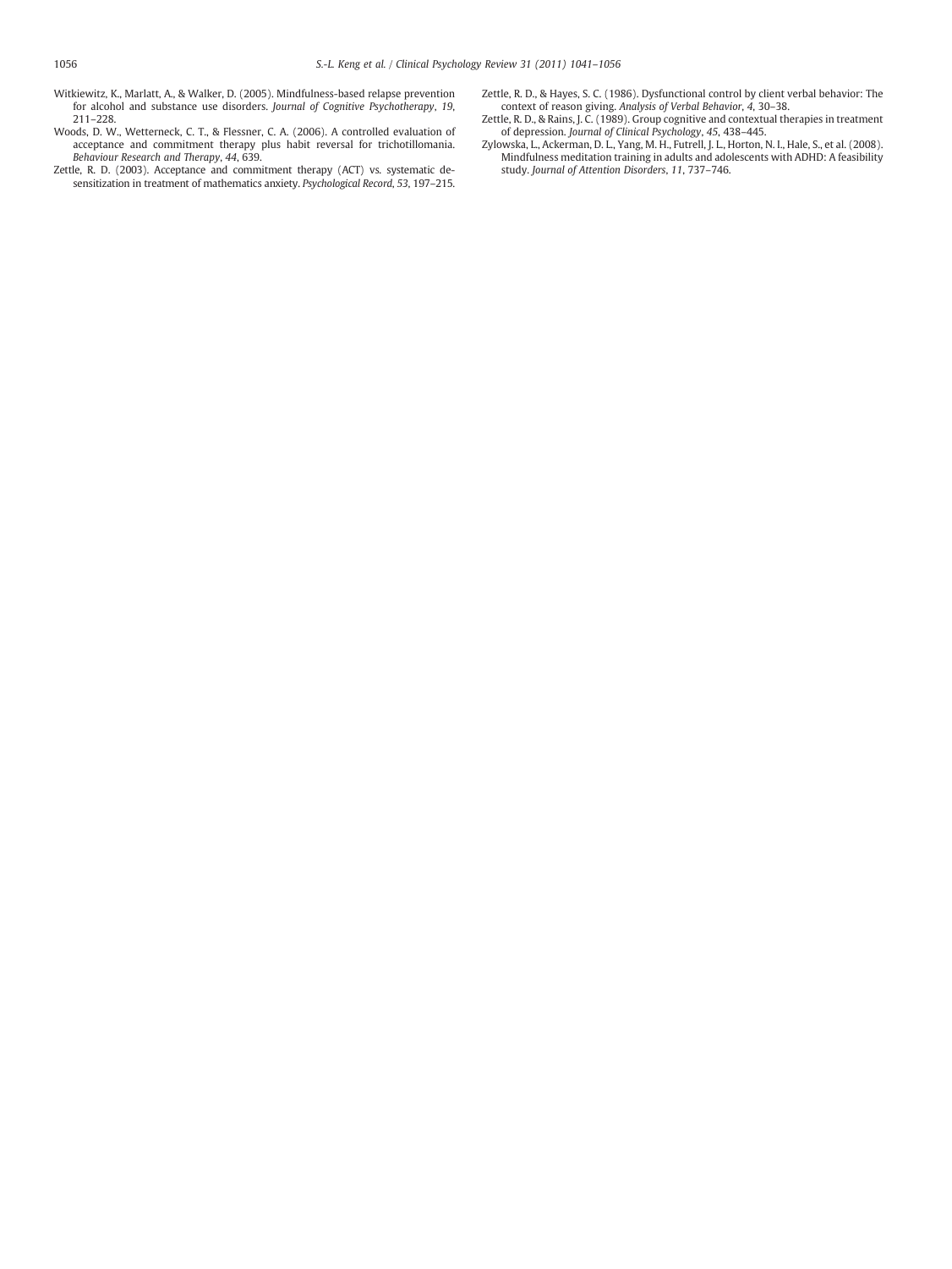Witkiewitz, K., Marlatt, A., & Walker, D. (2005). Mindfulness-based relapse prevention for alcohol and substance use disorders. *Journal of Cognitive Psychotherapy*, *19*, 211–228.

Woods, D. W., Wetterneck, C. T., & Flessner, C. A. (2006). A controlled evaluation of acceptance and commitment therapy plus habit reversal for trichotillomania. *Behaviour Research and Therapy*, *44*, 639.

Zettle, R. D. (2003). Acceptance and commitment therapy (ACT) vs. systematic desensitization in treatment of mathematics anxiety. *Psychological Record*, *53*, 197–215.

Zettle, R. D., & Hayes, S. C. (1986). Dysfunctional control by client verbal behavior: The context of reason giving. *Analysis of Verbal Behavior*, *4*, 30–38.

Zettle, R. D., & Rains, J. C. (1989). Group cognitive and contextual therapies in treatment of depression. *Journal of Clinical Psychology*, *45*, 438–445.

Zylowska, L., Ackerman, D. L., Yang, M. H., Futrell, J. L., Horton, N. I., Hale, S., et al. (2008). Mindfulness meditation training in adults and adolescents with ADHD: A feasibility study. *Journal of Attention Disorders*, *11*, 737–746.